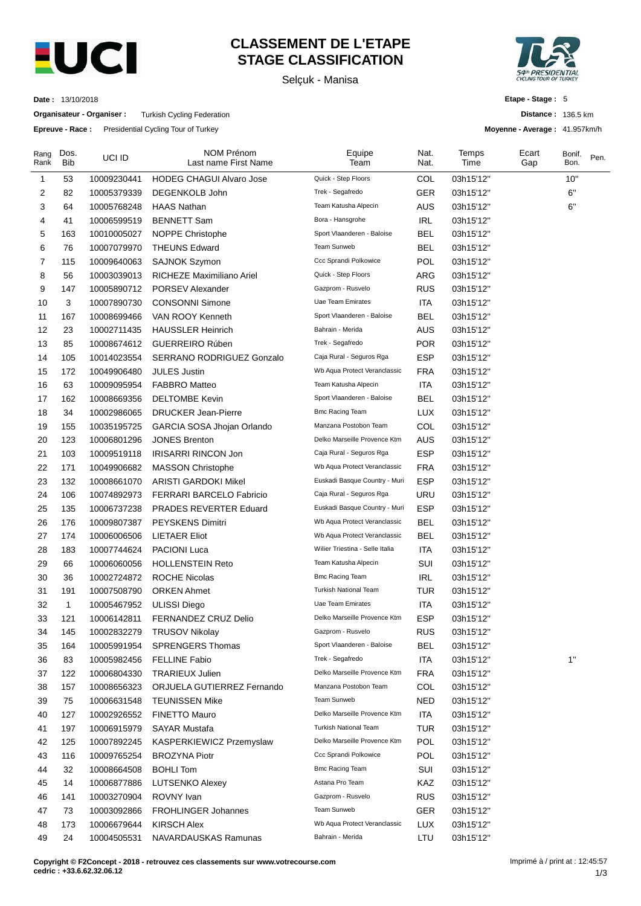# CLASSEMENT DE L'ETAPE
# STAGE CLASSIFICATION

Selçuk - Manisa

**Date :** 13/10/2018

**Organisateur - Organiser :** Turkish Cycling Federation

**Epreuve - Race :** Presidential Cycling Tour of Turkey

**Etape - Stage :** 5

**Distance :** 136.5 km

**Moyenne - Average :** 41.957km/h

| Rang Rank | Dos. Bib | UCI ID | NOM Prénom Last name First Name | Equipe Team | Nat. Nat. | Temps Time | Ecart Gap | Bonif. Bon. | Pen. |
|---|---|---|---|---|---|---|---|---|---|
| 1 | 53 | 10009230441 | HODEG CHAGUI Alvaro Jose | Quick - Step Floors | COL | 03h15'12'' | | 10'' | |
| 2 | 82 | 10005379339 | DEGENKOLB John | Trek - Segafredo | GER | 03h15'12'' | | 6'' | |
| 3 | 64 | 10005768248 | HAAS Nathan | Team Katusha Alpecin | AUS | 03h15'12'' | | 6'' | |
| 4 | 41 | 10006599519 | BENNETT Sam | Bora - Hansgrohe | IRL | 03h15'12'' | | | |
| 5 | 163 | 10010005027 | NOPPE Christophe | Sport Vlaanderen - Baloise | BEL | 03h15'12'' | | | |
| 6 | 76 | 10007079970 | THEUNS Edward | Team Sunweb | BEL | 03h15'12'' | | | |
| 7 | 115 | 10009640063 | SAJNOK Szymon | Ccc Sprandi Polkowice | POL | 03h15'12'' | | | |
| 8 | 56 | 10003039013 | RICHEZE Maximiliano Ariel | Quick - Step Floors | ARG | 03h15'12'' | | | |
| 9 | 147 | 10005890712 | PORSEV Alexander | Gazprom - Rusvelo | RUS | 03h15'12'' | | | |
| 10 | 3 | 10007890730 | CONSONNI Simone | Uae Team Emirates | ITA | 03h15'12'' | | | |
| 11 | 167 | 10008699466 | VAN ROOY Kenneth | Sport Vlaanderen - Baloise | BEL | 03h15'12'' | | | |
| 12 | 23 | 10002711435 | HAUSSLER Heinrich | Bahrain - Merida | AUS | 03h15'12'' | | | |
| 13 | 85 | 10008674612 | GUERREIRO Rúben | Trek - Segafredo | POR | 03h15'12'' | | | |
| 14 | 105 | 10014023554 | SERRANO RODRIGUEZ Gonzalo | Caja Rural - Seguros Rga | ESP | 03h15'12'' | | | |
| 15 | 172 | 10049906480 | JULES Justin | Wb Aqua Protect Veranclassic | FRA | 03h15'12'' | | | |
| 16 | 63 | 10009095954 | FABBRO Matteo | Team Katusha Alpecin | ITA | 03h15'12'' | | | |
| 17 | 162 | 10008669356 | DELTOMBE Kevin | Sport Vlaanderen - Baloise | BEL | 03h15'12'' | | | |
| 18 | 34 | 10002986065 | DRUCKER Jean-Pierre | Bmc Racing Team | LUX | 03h15'12'' | | | |
| 19 | 155 | 10035195725 | GARCIA SOSA Jhojan Orlando | Manzana Postobon Team | COL | 03h15'12'' | | | |
| 20 | 123 | 10006801296 | JONES Brenton | Delko Marseille Provence Ktm | AUS | 03h15'12'' | | | |
| 21 | 103 | 10009519118 | IRISARRI RINCON Jon | Caja Rural - Seguros Rga | ESP | 03h15'12'' | | | |
| 22 | 171 | 10049906682 | MASSON Christophe | Wb Aqua Protect Veranclassic | FRA | 03h15'12'' | | | |
| 23 | 132 | 10008661070 | ARISTI GARDOKI Mikel | Euskadi Basque Country - Muri | ESP | 03h15'12'' | | | |
| 24 | 106 | 10074892973 | FERRARI BARCELO Fabricio | Caja Rural - Seguros Rga | URU | 03h15'12'' | | | |
| 25 | 135 | 10006737238 | PRADES REVERTER Eduard | Euskadi Basque Country - Muri | ESP | 03h15'12'' | | | |
| 26 | 176 | 10009807387 | PEYSKENS Dimitri | Wb Aqua Protect Veranclassic | BEL | 03h15'12'' | | | |
| 27 | 174 | 10006006506 | LIETAER Eliot | Wb Aqua Protect Veranclassic | BEL | 03h15'12'' | | | |
| 28 | 183 | 10007744624 | PACIONI Luca | Wilier Triestina - Selle Italia | ITA | 03h15'12'' | | | |
| 29 | 66 | 10006060056 | HOLLENSTEIN Reto | Team Katusha Alpecin | SUI | 03h15'12'' | | | |
| 30 | 36 | 10002724872 | ROCHE Nicolas | Bmc Racing Team | IRL | 03h15'12'' | | | |
| 31 | 191 | 10007508790 | ORKEN Ahmet | Turkish National Team | TUR | 03h15'12'' | | | |
| 32 | 1 | 10005467952 | ULISSI Diego | Uae Team Emirates | ITA | 03h15'12'' | | | |
| 33 | 121 | 10006142811 | FERNANDEZ CRUZ Delio | Delko Marseille Provence Ktm | ESP | 03h15'12'' | | | |
| 34 | 145 | 10002832279 | TRUSOV Nikolay | Gazprom - Rusvelo | RUS | 03h15'12'' | | | |
| 35 | 164 | 10005991954 | SPRENGERS Thomas | Sport Vlaanderen - Baloise | BEL | 03h15'12'' | | | |
| 36 | 83 | 10005982456 | FELLINE Fabio | Trek - Segafredo | ITA | 03h15'12'' | | 1'' | |
| 37 | 122 | 10006804330 | TRARIEUX Julien | Delko Marseille Provence Ktm | FRA | 03h15'12'' | | | |
| 38 | 157 | 10008656323 | ORJUELA GUTIERREZ Fernando | Manzana Postobon Team | COL | 03h15'12'' | | | |
| 39 | 75 | 10006631548 | TEUNISSEN Mike | Team Sunweb | NED | 03h15'12'' | | | |
| 40 | 127 | 10002926552 | FINETTO Mauro | Delko Marseille Provence Ktm | ITA | 03h15'12'' | | | |
| 41 | 197 | 10006915979 | SAYAR Mustafa | Turkish National Team | TUR | 03h15'12'' | | | |
| 42 | 125 | 10007892245 | KASPERKIEWICZ Przemyslaw | Delko Marseille Provence Ktm | POL | 03h15'12'' | | | |
| 43 | 116 | 10009765254 | BROZYNA Piotr | Ccc Sprandi Polkowice | POL | 03h15'12'' | | | |
| 44 | 32 | 10008664508 | BOHLI Tom | Bmc Racing Team | SUI | 03h15'12'' | | | |
| 45 | 14 | 10006877886 | LUTSENKO Alexey | Astana Pro Team | KAZ | 03h15'12'' | | | |
| 46 | 141 | 10003270904 | ROVNY Ivan | Gazprom - Rusvelo | RUS | 03h15'12'' | | | |
| 47 | 73 | 10003092866 | FROHLINGER Johannes | Team Sunweb | GER | 03h15'12'' | | | |
| 48 | 173 | 10006679644 | KIRSCH Alex | Wb Aqua Protect Veranclassic | LUX | 03h15'12'' | | | |
| 49 | 24 | 10004505531 | NAVARDAUSKAS Ramunas | Bahrain - Merida | LTU | 03h15'12'' | | | |

**Copyright © F2Concept - 2018 - retrouvez ces classements sur www.votrecourse.com**
**cedric : +33.6.62.32.06.12**

Imprimé à / print at : 12:45:57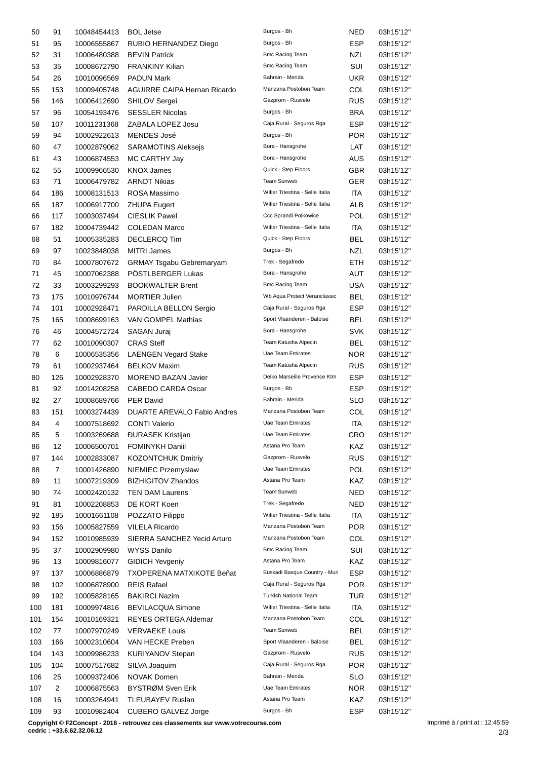| | | | | | | |
|---|---|---|---|---|---|---|
| 50 | 91 | 10048454413 | BOL Jetse | Burgos - Bh | NED | 03h15'12'' |
| 51 | 95 | 10006555867 | RUBIO HERNANDEZ Diego | Burgos - Bh | ESP | 03h15'12'' |
| 52 | 31 | 10006480388 | BEVIN Patrick | Bmc Racing Team | NZL | 03h15'12'' |
| 53 | 35 | 10008672790 | FRANKINY Kilian | Bmc Racing Team | SUI | 03h15'12'' |
| 54 | 26 | 10010096569 | PADUN Mark | Bahrain - Merida | UKR | 03h15'12'' |
| 55 | 153 | 10009405748 | AGUIRRE CAIPA Hernan Ricardo | Manzana Postobon Team | COL | 03h15'12'' |
| 56 | 146 | 10006412690 | SHILOV Sergei | Gazprom - Rusvelo | RUS | 03h15'12'' |
| 57 | 96 | 10054193476 | SESSLER Nicolas | Burgos - Bh | BRA | 03h15'12'' |
| 58 | 107 | 10011231368 | ZABALA LOPEZ Josu | Caja Rural - Seguros Rga | ESP | 03h15'12'' |
| 59 | 94 | 10002922613 | MENDES José | Burgos - Bh | POR | 03h15'12'' |
| 60 | 47 | 10002879062 | SARAMOTINS Aleksejs | Bora - Hansgrohe | LAT | 03h15'12'' |
| 61 | 43 | 10006874553 | MC CARTHY Jay | Bora - Hansgrohe | AUS | 03h15'12'' |
| 62 | 55 | 10009966530 | KNOX James | Quick - Step Floors | GBR | 03h15'12'' |
| 63 | 71 | 10006479782 | ARNDT Nikias | Team Sunweb | GER | 03h15'12'' |
| 64 | 186 | 10008131513 | ROSA Massimo | Wilier Triestina - Selle Italia | ITA | 03h15'12'' |
| 65 | 187 | 10006917700 | ZHUPA Eugert | Wilier Triestina - Selle Italia | ALB | 03h15'12'' |
| 66 | 117 | 10003037494 | CIESLIK Pawel | Ccc Sprandi Polkowice | POL | 03h15'12'' |
| 67 | 182 | 10004739442 | COLEDAN Marco | Wilier Triestina - Selle Italia | ITA | 03h15'12'' |
| 68 | 51 | 10005335283 | DECLERCQ Tim | Quick - Step Floors | BEL | 03h15'12'' |
| 69 | 97 | 10023848038 | MITRI James | Burgos - Bh | NZL | 03h15'12'' |
| 70 | 84 | 10007807672 | GRMAY Tsgabu Gebremaryam | Trek - Segafredo | ETH | 03h15'12'' |
| 71 | 45 | 10007062388 | PÖSTLBERGER Lukas | Bora - Hansgrohe | AUT | 03h15'12'' |
| 72 | 33 | 10003299293 | BOOKWALTER Brent | Bmc Racing Team | USA | 03h15'12'' |
| 73 | 175 | 10010976744 | MORTIER Julien | Wb Aqua Protect Veranclassic | BEL | 03h15'12'' |
| 74 | 101 | 10002928471 | PARDILLA BELLON Sergio | Caja Rural - Seguros Rga | ESP | 03h15'12'' |
| 75 | 165 | 10008699163 | VAN GOMPEL Mathias | Sport Vlaanderen - Baloise | BEL | 03h15'12'' |
| 76 | 46 | 10004572724 | SAGAN Juraj | Bora - Hansgrohe | SVK | 03h15'12'' |
| 77 | 62 | 10010090307 | CRAS Steff | Team Katusha Alpecin | BEL | 03h15'12'' |
| 78 | 6 | 10006535356 | LAENGEN Vegard Stake | Uae Team Emirates | NOR | 03h15'12'' |
| 79 | 61 | 10002937464 | BELKOV Maxim | Team Katusha Alpecin | RUS | 03h15'12'' |
| 80 | 126 | 10002928370 | MORENO BAZAN Javier | Delko Marseille Provence Ktm | ESP | 03h15'12'' |
| 81 | 92 | 10014208258 | CABEDO CARDA Oscar | Burgos - Bh | ESP | 03h15'12'' |
| 82 | 27 | 10008689766 | PER David | Bahrain - Merida | SLO | 03h15'12'' |
| 83 | 151 | 10003274439 | DUARTE AREVALO Fabio Andres | Manzana Postobon Team | COL | 03h15'12'' |
| 84 | 4 | 10007518692 | CONTI Valerio | Uae Team Emirates | ITA | 03h15'12'' |
| 85 | 5 | 10003269688 | ĐURASEK Kristijan | Uae Team Emirates | CRO | 03h15'12'' |
| 86 | 12 | 10006500701 | FOMINYKH Daniil | Astana Pro Team | KAZ | 03h15'12'' |
| 87 | 144 | 10002833087 | KOZONTCHUK Dmitriy | Gazprom - Rusvelo | RUS | 03h15'12'' |
| 88 | 7 | 10001426890 | NIEMIEC Przemyslaw | Uae Team Emirates | POL | 03h15'12'' |
| 89 | 11 | 10007219309 | BIZHIGITOV Zhandos | Astana Pro Team | KAZ | 03h15'12'' |
| 90 | 74 | 10002420132 | TEN DAM Laurens | Team Sunweb | NED | 03h15'12'' |
| 91 | 81 | 10002208853 | DE KORT Koen | Trek - Segafredo | NED | 03h15'12'' |
| 92 | 185 | 10001661108 | POZZATO Filippo | Wilier Triestina - Selle Italia | ITA | 03h15'12'' |
| 93 | 156 | 10005827559 | VILELA Ricardo | Manzana Postobon Team | POR | 03h15'12'' |
| 94 | 152 | 10010985939 | SIERRA SANCHEZ Yecid Arturo | Manzana Postobon Team | COL | 03h15'12'' |
| 95 | 37 | 10002909980 | WYSS Danilo | Bmc Racing Team | SUI | 03h15'12'' |
| 96 | 13 | 10009816077 | GIDICH Yevgeniy | Astana Pro Team | KAZ | 03h15'12'' |
| 97 | 137 | 10006886879 | TXOPERENA MATXIKOTE Beñat | Euskadi Basque Country - Muri | ESP | 03h15'12'' |
| 98 | 102 | 10006878900 | REIS Rafael | Caja Rural - Seguros Rga | POR | 03h15'12'' |
| 99 | 192 | 10005828165 | BAKIRCI Nazim | Turkish National Team | TUR | 03h15'12'' |
| 100 | 181 | 10009974816 | BEVILACQUA Simone | Wilier Triestina - Selle Italia | ITA | 03h15'12'' |
| 101 | 154 | 10010169321 | REYES ORTEGA Aldemar | Manzana Postobon Team | COL | 03h15'12'' |
| 102 | 77 | 10007970249 | VERVAEKE Louis | Team Sunweb | BEL | 03h15'12'' |
| 103 | 166 | 10002310604 | VAN HECKE Preben | Sport Vlaanderen - Baloise | BEL | 03h15'12'' |
| 104 | 143 | 10009986233 | KURIYANOV Stepan | Gazprom - Rusvelo | RUS | 03h15'12'' |
| 105 | 104 | 10007517682 | SILVA Joaquim | Caja Rural - Seguros Rga | POR | 03h15'12'' |
| 106 | 25 | 10009372406 | NOVAK Domen | Bahrain - Merida | SLO | 03h15'12'' |
| 107 | 2 | 10006875563 | BYSTRØM Sven Erik | Uae Team Emirates | NOR | 03h15'12'' |
| 108 | 16 | 10003264941 | TLEUBAYEV Ruslan | Astana Pro Team | KAZ | 03h15'12'' |
| 109 | 93 | 10010982404 | CUBERO GALVEZ Jorge | Burgos - Bh | ESP | 03h15'12'' |

**Copyright © F2Concept - 2018 - retrouvez ces classements sur www.votrecourse.com**
**cedric : +33.6.62.32.06.12**

Imprimé à / print at : 12:45:59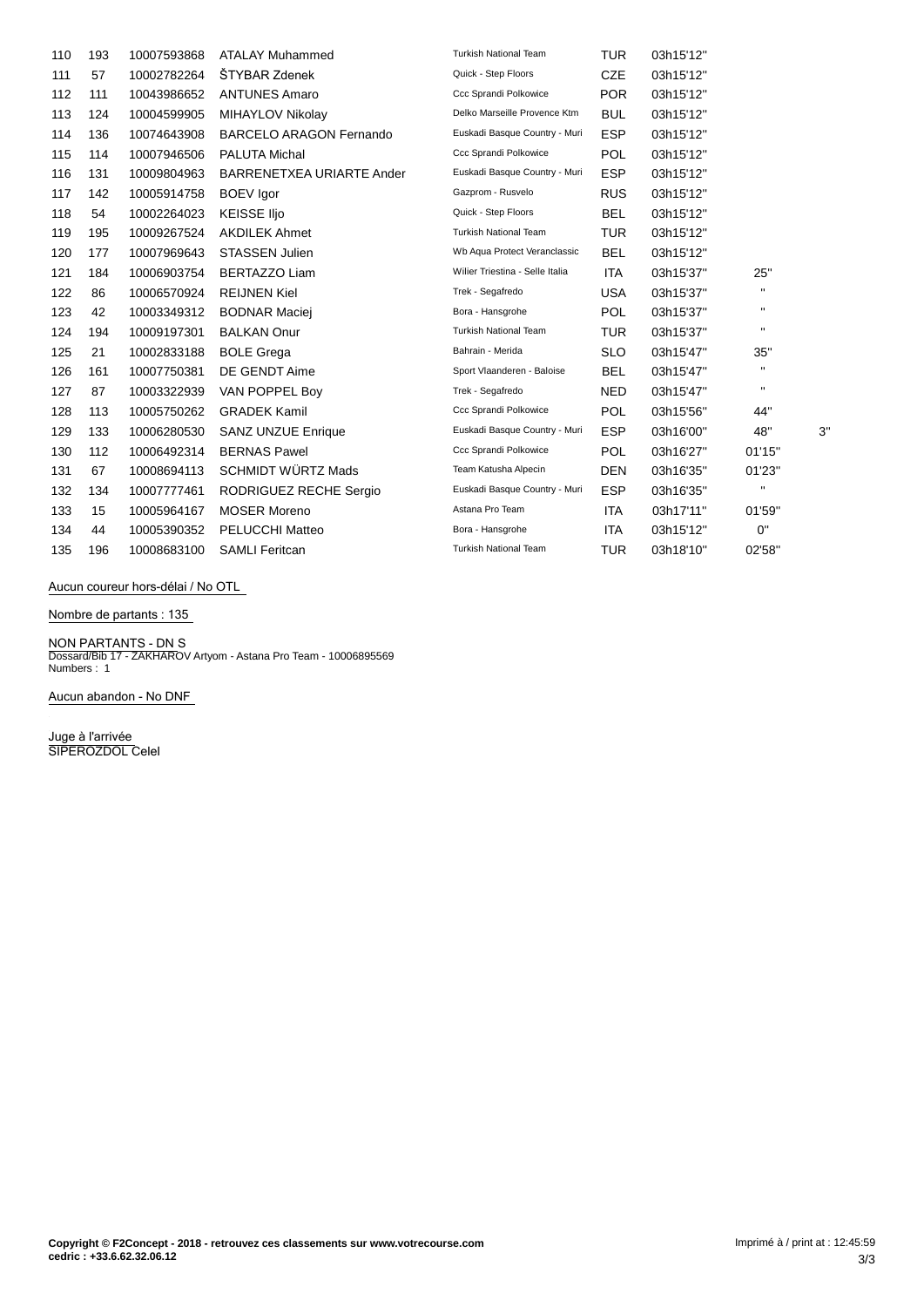| | | | | | | | | |
|---|---|---|---|---|---|---|---|---|
| 110 | 193 | 10007593868 | ATALAY Muhammed | Turkish National Team | TUR | 03h15'12'' | | |
| 111 | 57 | 10002782264 | ŠTYBAR Zdenek | Quick - Step Floors | CZE | 03h15'12'' | | |
| 112 | 111 | 10043986652 | ANTUNES Amaro | Ccc Sprandi Polkowice | POR | 03h15'12'' | | |
| 113 | 124 | 10004599905 | MIHAYLOV Nikolay | Delko Marseille Provence Ktm | BUL | 03h15'12'' | | |
| 114 | 136 | 10074643908 | BARCELO ARAGON Fernando | Euskadi Basque Country - Muri | ESP | 03h15'12'' | | |
| 115 | 114 | 10007946506 | PALUTA Michal | Ccc Sprandi Polkowice | POL | 03h15'12'' | | |
| 116 | 131 | 10009804963 | BARRENETXEA URIARTE Ander | Euskadi Basque Country - Muri | ESP | 03h15'12'' | | |
| 117 | 142 | 10005914758 | BOEV Igor | Gazprom - Rusvelo | RUS | 03h15'12'' | | |
| 118 | 54 | 10002264023 | KEISSE Iljo | Quick - Step Floors | BEL | 03h15'12'' | | |
| 119 | 195 | 10009267524 | AKDILEK Ahmet | Turkish National Team | TUR | 03h15'12'' | | |
| 120 | 177 | 10007969643 | STASSEN Julien | Wb Aqua Protect Veranclassic | BEL | 03h15'12'' | | |
| 121 | 184 | 10006903754 | BERTAZZO Liam | Wilier Triestina - Selle Italia | ITA | 03h15'37'' | 25'' | |
| 122 | 86 | 10006570924 | REIJNEN Kiel | Trek - Segafredo | USA | 03h15'37'' | '' | |
| 123 | 42 | 10003349312 | BODNAR Maciej | Bora - Hansgrohe | POL | 03h15'37'' | '' | |
| 124 | 194 | 10009197301 | BALKAN Onur | Turkish National Team | TUR | 03h15'37'' | '' | |
| 125 | 21 | 10002833188 | BOLE Grega | Bahrain - Merida | SLO | 03h15'47'' | 35'' | |
| 126 | 161 | 10007750381 | DE GENDT Aime | Sport Vlaanderen - Baloise | BEL | 03h15'47'' | '' | |
| 127 | 87 | 10003322939 | VAN POPPEL Boy | Trek - Segafredo | NED | 03h15'47'' | '' | |
| 128 | 113 | 10005750262 | GRADEK Kamil | Ccc Sprandi Polkowice | POL | 03h15'56'' | 44'' | |
| 129 | 133 | 10006280530 | SANZ UNZUE Enrique | Euskadi Basque Country - Muri | ESP | 03h16'00'' | 48'' | 3'' |
| 130 | 112 | 10006492314 | BERNAS Pawel | Ccc Sprandi Polkowice | POL | 03h16'27'' | 01'15'' | |
| 131 | 67 | 10008694113 | SCHMIDT WÜRTZ Mads | Team Katusha Alpecin | DEN | 03h16'35'' | 01'23'' | |
| 132 | 134 | 10007777461 | RODRIGUEZ RECHE Sergio | Euskadi Basque Country - Muri | ESP | 03h16'35'' | '' | |
| 133 | 15 | 10005964167 | MOSER Moreno | Astana Pro Team | ITA | 03h17'11'' | 01'59'' | |
| 134 | 44 | 10005390352 | PELUCCHI Matteo | Bora - Hansgrohe | ITA | 03h15'12'' | 0'' | |
| 135 | 196 | 10008683100 | SAMLI Feritcan | Turkish National Team | TUR | 03h18'10'' | 02'58'' | |

Aucun coureur hors-délai / No OTL

Nombre de partants : 135

NON PARTANTS - DN S
Dossard/Bib 17 - ZAKHAROV Artyom - Astana Pro Team - 10006895569
Numbers : 1

Aucun abandon - No DNF

Juge à l'arrivée
SIPEROZDOL Celel

**Copyright © F2Concept - 2018 - retrouvez ces classements sur www.votrecourse.com**
**cedric : +33.6.62.32.06.12**

Imprimé à / print at : 12:45:59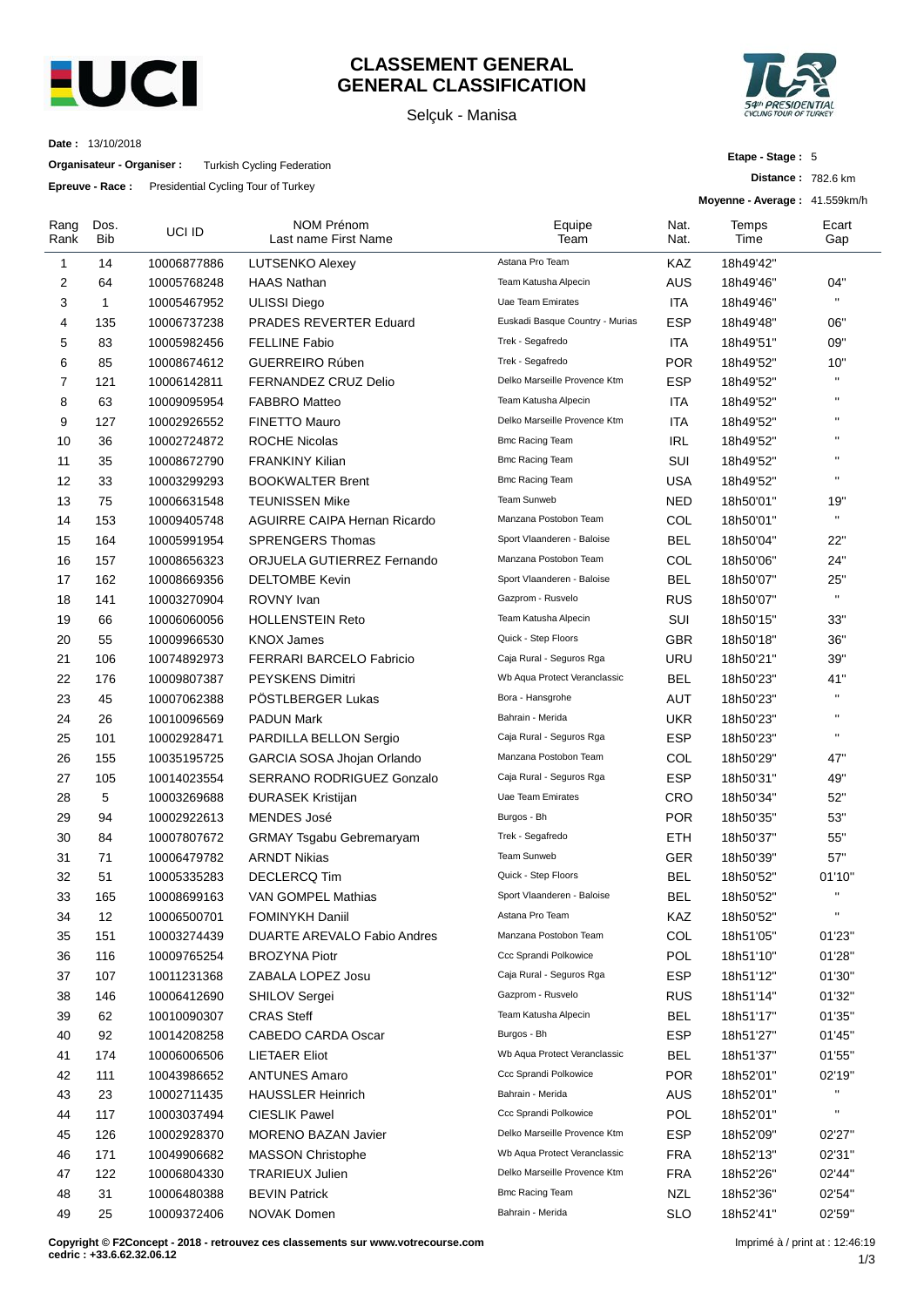# CLASSEMENT GENERAL
# GENERAL CLASSIFICATION

Selçuk - Manisa

**Date :** 13/10/2018

**Organisateur - Organiser :** Turkish Cycling Federation

**Epreuve - Race :** Presidential Cycling Tour of Turkey

**Etape - Stage :** 5

**Distance :** 782.6 km

**Moyenne - Average :** 41.559km/h

| Rang Rank | Dos. Bib | UCI ID | NOM Prénom Last name First Name | Equipe Team | Nat. Nat. | Temps Time | Ecart Gap |
|---|---|---|---|---|---|---|---|
| 1 | 14 | 10006877886 | LUTSENKO Alexey | Astana Pro Team | KAZ | 18h49'42" | |
| 2 | 64 | 10005768248 | HAAS Nathan | Team Katusha Alpecin | AUS | 18h49'46" | 04" |
| 3 | 1 | 10005467952 | ULISSI Diego | Uae Team Emirates | ITA | 18h49'46" | " |
| 4 | 135 | 10006737238 | PRADES REVERTER Eduard | Euskadi Basque Country - Murias | ESP | 18h49'48" | 06" |
| 5 | 83 | 10005982456 | FELLINE Fabio | Trek - Segafredo | ITA | 18h49'51" | 09" |
| 6 | 85 | 10008674612 | GUERREIRO Rúben | Trek - Segafredo | POR | 18h49'52" | 10" |
| 7 | 121 | 10006142811 | FERNANDEZ CRUZ Delio | Delko Marseille Provence Ktm | ESP | 18h49'52" | " |
| 8 | 63 | 10009095954 | FABBRO Matteo | Team Katusha Alpecin | ITA | 18h49'52" | " |
| 9 | 127 | 10002926552 | FINETTO Mauro | Delko Marseille Provence Ktm | ITA | 18h49'52" | " |
| 10 | 36 | 10002724872 | ROCHE Nicolas | Bmc Racing Team | IRL | 18h49'52" | " |
| 11 | 35 | 10008672790 | FRANKINY Kilian | Bmc Racing Team | SUI | 18h49'52" | " |
| 12 | 33 | 10003299293 | BOOKWALTER Brent | Bmc Racing Team | USA | 18h49'52" | " |
| 13 | 75 | 10006631548 | TEUNISSEN Mike | Team Sunweb | NED | 18h50'01" | 19" |
| 14 | 153 | 10009405748 | AGUIRRE CAIPA Hernan Ricardo | Manzana Postobon Team | COL | 18h50'01" | " |
| 15 | 164 | 10005991954 | SPRENGERS Thomas | Sport Vlaanderen - Baloise | BEL | 18h50'04" | 22" |
| 16 | 157 | 10008656323 | ORJUELA GUTIERREZ Fernando | Manzana Postobon Team | COL | 18h50'06" | 24" |
| 17 | 162 | 10008669356 | DELTOMBE Kevin | Sport Vlaanderen - Baloise | BEL | 18h50'07" | 25" |
| 18 | 141 | 10003270904 | ROVNY Ivan | Gazprom - Rusvelo | RUS | 18h50'07" | " |
| 19 | 66 | 10006060056 | HOLLENSTEIN Reto | Team Katusha Alpecin | SUI | 18h50'15" | 33" |
| 20 | 55 | 10009966530 | KNOX James | Quick - Step Floors | GBR | 18h50'18" | 36" |
| 21 | 106 | 10074892973 | FERRARI BARCELO Fabricio | Caja Rural - Seguros Rga | URU | 18h50'21" | 39" |
| 22 | 176 | 10009807387 | PEYSKENS Dimitri | Wb Aqua Protect Veranclassic | BEL | 18h50'23" | 41" |
| 23 | 45 | 10007062388 | PÖSTLBERGER Lukas | Bora - Hansgrohe | AUT | 18h50'23" | " |
| 24 | 26 | 10010096569 | PADUN Mark | Bahrain - Merida | UKR | 18h50'23" | " |
| 25 | 101 | 10002928471 | PARDILLA BELLON Sergio | Caja Rural - Seguros Rga | ESP | 18h50'23" | " |
| 26 | 155 | 10035195725 | GARCIA SOSA Jhojan Orlando | Manzana Postobon Team | COL | 18h50'29" | 47" |
| 27 | 105 | 10014023554 | SERRANO RODRIGUEZ Gonzalo | Caja Rural - Seguros Rga | ESP | 18h50'31" | 49" |
| 28 | 5 | 10003269688 | ĐURASEK Kristijan | Uae Team Emirates | CRO | 18h50'34" | 52" |
| 29 | 94 | 10002922613 | MENDES José | Burgos - Bh | POR | 18h50'35" | 53" |
| 30 | 84 | 10007807672 | GRMAY Tsgabu Gebremaryam | Trek - Segafredo | ETH | 18h50'37" | 55" |
| 31 | 71 | 10006479782 | ARNDT Nikias | Team Sunweb | GER | 18h50'39" | 57" |
| 32 | 51 | 10005335283 | DECLERCQ Tim | Quick - Step Floors | BEL | 18h50'52" | 01'10" |
| 33 | 165 | 10008699163 | VAN GOMPEL Mathias | Sport Vlaanderen - Baloise | BEL | 18h50'52" | " |
| 34 | 12 | 10006500701 | FOMINYKH Daniil | Astana Pro Team | KAZ | 18h50'52" | " |
| 35 | 151 | 10003274439 | DUARTE AREVALO Fabio Andres | Manzana Postobon Team | COL | 18h51'05" | 01'23" |
| 36 | 116 | 10009765254 | BROZYNA Piotr | Ccc Sprandi Polkowice | POL | 18h51'10" | 01'28" |
| 37 | 107 | 10011231368 | ZABALA LOPEZ Josu | Caja Rural - Seguros Rga | ESP | 18h51'12" | 01'30" |
| 38 | 146 | 10006412690 | SHILOV Sergei | Gazprom - Rusvelo | RUS | 18h51'14" | 01'32" |
| 39 | 62 | 10010090307 | CRAS Steff | Team Katusha Alpecin | BEL | 18h51'17" | 01'35" |
| 40 | 92 | 10014208258 | CABEDO CARDA Oscar | Burgos - Bh | ESP | 18h51'27" | 01'45" |
| 41 | 174 | 10006006506 | LIETAER Eliot | Wb Aqua Protect Veranclassic | BEL | 18h51'37" | 01'55" |
| 42 | 111 | 10043986652 | ANTUNES Amaro | Ccc Sprandi Polkowice | POR | 18h52'01" | 02'19" |
| 43 | 23 | 10002711435 | HAUSSLER Heinrich | Bahrain - Merida | AUS | 18h52'01" | " |
| 44 | 117 | 10003037494 | CIESLIK Pawel | Ccc Sprandi Polkowice | POL | 18h52'01" | " |
| 45 | 126 | 10002928370 | MORENO BAZAN Javier | Delko Marseille Provence Ktm | ESP | 18h52'09" | 02'27" |
| 46 | 171 | 10049906682 | MASSON Christophe | Wb Aqua Protect Veranclassic | FRA | 18h52'13" | 02'31" |
| 47 | 122 | 10006804330 | TRARIEUX Julien | Delko Marseille Provence Ktm | FRA | 18h52'26" | 02'44" |
| 48 | 31 | 10006480388 | BEVIN Patrick | Bmc Racing Team | NZL | 18h52'36" | 02'54" |
| 49 | 25 | 10009372406 | NOVAK Domen | Bahrain - Merida | SLO | 18h52'41" | 02'59" |

**Copyright © F2Concept - 2018 - retrouvez ces classements sur www.votrecourse.com**
**cedric : +33.6.62.32.06.12**

Imprimé à / print at : 12:46:19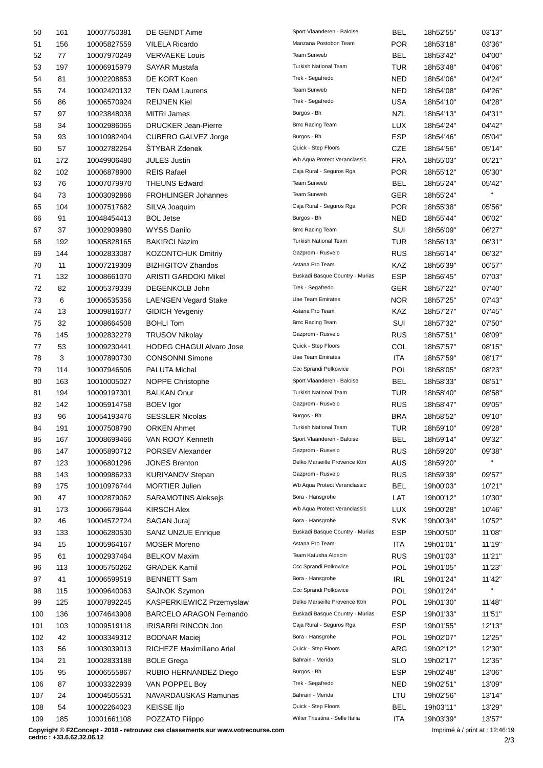| 50 | 161 | 10007750381 | DE GENDT Aime | Sport Vlaanderen - Baloise | BEL | 18h52'55'' | 03'13'' |
|---|---|---|---|---|---|---|---|
| 51 | 156 | 10005827559 | VILELA Ricardo | Manzana Postobon Team | POR | 18h53'18'' | 03'36'' |
| 52 | 77 | 10007970249 | VERVAEKE Louis | Team Sunweb | BEL | 18h53'42'' | 04'00'' |
| 53 | 197 | 10006915979 | SAYAR Mustafa | Turkish National Team | TUR | 18h53'48'' | 04'06'' |
| 54 | 81 | 10002208853 | DE KORT Koen | Trek - Segafredo | NED | 18h54'06'' | 04'24'' |
| 55 | 74 | 10002420132 | TEN DAM Laurens | Team Sunweb | NED | 18h54'08'' | 04'26'' |
| 56 | 86 | 10006570924 | REIJNEN Kiel | Trek - Segafredo | USA | 18h54'10'' | 04'28'' |
| 57 | 97 | 10023848038 | MITRI James | Burgos - Bh | NZL | 18h54'13'' | 04'31'' |
| 58 | 34 | 10002986065 | DRUCKER Jean-Pierre | Bmc Racing Team | LUX | 18h54'24'' | 04'42'' |
| 59 | 93 | 10010982404 | CUBERO GALVEZ Jorge | Burgos - Bh | ESP | 18h54'46'' | 05'04'' |
| 60 | 57 | 10002782264 | ŠTYBAR Zdenek | Quick - Step Floors | CZE | 18h54'56'' | 05'14'' |
| 61 | 172 | 10049906480 | JULES Justin | Wb Aqua Protect Veranclassic | FRA | 18h55'03'' | 05'21'' |
| 62 | 102 | 10006878900 | REIS Rafael | Caja Rural - Seguros Rga | POR | 18h55'12'' | 05'30'' |
| 63 | 76 | 10007079970 | THEUNS Edward | Team Sunweb | BEL | 18h55'24'' | 05'42'' |
| 64 | 73 | 10003092866 | FROHLINGER Johannes | Team Sunweb | GER | 18h55'24'' | '' |
| 65 | 104 | 10007517682 | SILVA Joaquim | Caja Rural - Seguros Rga | POR | 18h55'38'' | 05'56'' |
| 66 | 91 | 10048454413 | BOL Jetse | Burgos - Bh | NED | 18h55'44'' | 06'02'' |
| 67 | 37 | 10002909980 | WYSS Danilo | Bmc Racing Team | SUI | 18h56'09'' | 06'27'' |
| 68 | 192 | 10005828165 | BAKIRCI Nazim | Turkish National Team | TUR | 18h56'13'' | 06'31'' |
| 69 | 144 | 10002833087 | KOZONTCHUK Dmitriy | Gazprom - Rusvelo | RUS | 18h56'14'' | 06'32'' |
| 70 | 11 | 10007219309 | BIZHIGITOV Zhandos | Astana Pro Team | KAZ | 18h56'39'' | 06'57'' |
| 71 | 132 | 10008661070 | ARISTI GARDOKI Mikel | Euskadi Basque Country - Murias | ESP | 18h56'45'' | 07'03'' |
| 72 | 82 | 10005379339 | DEGENKOLB John | Trek - Segafredo | GER | 18h57'22'' | 07'40'' |
| 73 | 6 | 10006535356 | LAENGEN Vegard Stake | Uae Team Emirates | NOR | 18h57'25'' | 07'43'' |
| 74 | 13 | 10009816077 | GIDICH Yevgeniy | Astana Pro Team | KAZ | 18h57'27'' | 07'45'' |
| 75 | 32 | 10008664508 | BOHLI Tom | Bmc Racing Team | SUI | 18h57'32'' | 07'50'' |
| 76 | 145 | 10002832279 | TRUSOV Nikolay | Gazprom - Rusvelo | RUS | 18h57'51'' | 08'09'' |
| 77 | 53 | 10009230441 | HODEG CHAGUI Alvaro Jose | Quick - Step Floors | COL | 18h57'57'' | 08'15'' |
| 78 | 3 | 10007890730 | CONSONNI Simone | Uae Team Emirates | ITA | 18h57'59'' | 08'17'' |
| 79 | 114 | 10007946506 | PALUTA Michal | Ccc Sprandi Polkowice | POL | 18h58'05'' | 08'23'' |
| 80 | 163 | 10010005027 | NOPPE Christophe | Sport Vlaanderen - Baloise | BEL | 18h58'33'' | 08'51'' |
| 81 | 194 | 10009197301 | BALKAN Onur | Turkish National Team | TUR | 18h58'40'' | 08'58'' |
| 82 | 142 | 10005914758 | BOEV Igor | Gazprom - Rusvelo | RUS | 18h58'47'' | 09'05'' |
| 83 | 96 | 10054193476 | SESSLER Nicolas | Burgos - Bh | BRA | 18h58'52'' | 09'10'' |
| 84 | 191 | 10007508790 | ORKEN Ahmet | Turkish National Team | TUR | 18h59'10'' | 09'28'' |
| 85 | 167 | 10008699466 | VAN ROOY Kenneth | Sport Vlaanderen - Baloise | BEL | 18h59'14'' | 09'32'' |
| 86 | 147 | 10005890712 | PORSEV Alexander | Gazprom - Rusvelo | RUS | 18h59'20'' | 09'38'' |
| 87 | 123 | 10006801296 | JONES Brenton | Delko Marseille Provence Ktm | AUS | 18h59'20'' | '' |
| 88 | 143 | 10009986233 | KURIYANOV Stepan | Gazprom - Rusvelo | RUS | 18h59'39'' | 09'57'' |
| 89 | 175 | 10010976744 | MORTIER Julien | Wb Aqua Protect Veranclassic | BEL | 19h00'03'' | 10'21'' |
| 90 | 47 | 10002879062 | SARAMOTINS Aleksejs | Bora - Hansgrohe | LAT | 19h00'12'' | 10'30'' |
| 91 | 173 | 10006679644 | KIRSCH Alex | Wb Aqua Protect Veranclassic | LUX | 19h00'28'' | 10'46'' |
| 92 | 46 | 10004572724 | SAGAN Juraj | Bora - Hansgrohe | SVK | 19h00'34'' | 10'52'' |
| 93 | 133 | 10006280530 | SANZ UNZUE Enrique | Euskadi Basque Country - Murias | ESP | 19h00'50'' | 11'08'' |
| 94 | 15 | 10005964167 | MOSER Moreno | Astana Pro Team | ITA | 19h01'01'' | 11'19'' |
| 95 | 61 | 10002937464 | BELKOV Maxim | Team Katusha Alpecin | RUS | 19h01'03'' | 11'21'' |
| 96 | 113 | 10005750262 | GRADEK Kamil | Ccc Sprandi Polkowice | POL | 19h01'05'' | 11'23'' |
| 97 | 41 | 10006599519 | BENNETT Sam | Bora - Hansgrohe | IRL | 19h01'24'' | 11'42'' |
| 98 | 115 | 10009640063 | SAJNOK Szymon | Ccc Sprandi Polkowice | POL | 19h01'24'' | '' |
| 99 | 125 | 10007892245 | KASPERKIEWICZ Przemyslaw | Delko Marseille Provence Ktm | POL | 19h01'30'' | 11'48'' |
| 100 | 136 | 10074643908 | BARCELO ARAGON Fernando | Euskadi Basque Country - Murias | ESP | 19h01'33'' | 11'51'' |
| 101 | 103 | 10009519118 | IRISARRI RINCON Jon | Caja Rural - Seguros Rga | ESP | 19h01'55'' | 12'13'' |
| 102 | 42 | 10003349312 | BODNAR Maciej | Bora - Hansgrohe | POL | 19h02'07'' | 12'25'' |
| 103 | 56 | 10003039013 | RICHEZE Maximiliano Ariel | Quick - Step Floors | ARG | 19h02'12'' | 12'30'' |
| 104 | 21 | 10002833188 | BOLE Grega | Bahrain - Merida | SLO | 19h02'17'' | 12'35'' |
| 105 | 95 | 10006555867 | RUBIO HERNANDEZ Diego | Burgos - Bh | ESP | 19h02'48'' | 13'06'' |
| 106 | 87 | 10003322939 | VAN POPPEL Boy | Trek - Segafredo | NED | 19h02'51'' | 13'09'' |
| 107 | 24 | 10004505531 | NAVARDAUSKAS Ramunas | Bahrain - Merida | LTU | 19h02'56'' | 13'14'' |
| 108 | 54 | 10002264023 | KEISSE Iljo | Quick - Step Floors | BEL | 19h03'11'' | 13'29'' |
| 109 | 185 | 10001661108 | POZZATO Filippo | Wilier Triestina - Selle Italia | ITA | 19h03'39'' | 13'57'' |

Copyright © F2Concept - 2018 - retrouvez ces classements sur www.votrecourse.com
cedric : +33.6.62.32.06.12

Imprimé à / print at : 12:46:19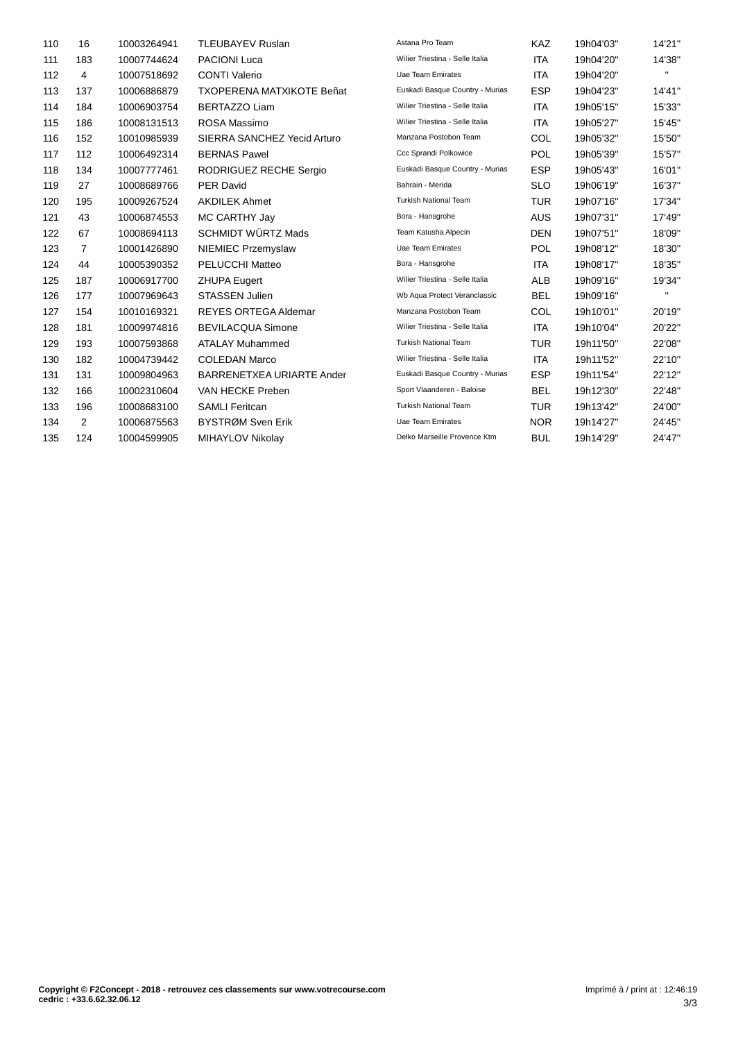| | | | | | | | |
|---|---|---|---|---|---|---|---|
| 110 | 16 | 10003264941 | TLEUBAYEV Ruslan | Astana Pro Team | KAZ | 19h04'03'' | 14'21'' |
| 111 | 183 | 10007744624 | PACIONI Luca | Wilier Triestina - Selle Italia | ITA | 19h04'20'' | 14'38'' |
| 112 | 4 | 10007518692 | CONTI Valerio | Uae Team Emirates | ITA | 19h04'20'' | '' |
| 113 | 137 | 10006886879 | TXOPERENA MATXIKOTE Beñat | Euskadi Basque Country - Murias | ESP | 19h04'23'' | 14'41'' |
| 114 | 184 | 10006903754 | BERTAZZO Liam | Wilier Triestina - Selle Italia | ITA | 19h05'15'' | 15'33'' |
| 115 | 186 | 10008131513 | ROSA Massimo | Wilier Triestina - Selle Italia | ITA | 19h05'27'' | 15'45'' |
| 116 | 152 | 10010985939 | SIERRA SANCHEZ Yecid Arturo | Manzana Postobon Team | COL | 19h05'32'' | 15'50'' |
| 117 | 112 | 10006492314 | BERNAS Pawel | Ccc Sprandi Polkowice | POL | 19h05'39'' | 15'57'' |
| 118 | 134 | 10007777461 | RODRIGUEZ RECHE Sergio | Euskadi Basque Country - Murias | ESP | 19h05'43'' | 16'01'' |
| 119 | 27 | 10008689766 | PER David | Bahrain - Merida | SLO | 19h06'19'' | 16'37'' |
| 120 | 195 | 10009267524 | AKDILEK Ahmet | Turkish National Team | TUR | 19h07'16'' | 17'34'' |
| 121 | 43 | 10006874553 | MC CARTHY Jay | Bora - Hansgrohe | AUS | 19h07'31'' | 17'49'' |
| 122 | 67 | 10008694113 | SCHMIDT WÜRTZ Mads | Team Katusha Alpecin | DEN | 19h07'51'' | 18'09'' |
| 123 | 7 | 10001426890 | NIEMIEC Przemyslaw | Uae Team Emirates | POL | 19h08'12'' | 18'30'' |
| 124 | 44 | 10005390352 | PELUCCHI Matteo | Bora - Hansgrohe | ITA | 19h08'17'' | 18'35'' |
| 125 | 187 | 10006917700 | ZHUPA Eugert | Wilier Triestina - Selle Italia | ALB | 19h09'16'' | 19'34'' |
| 126 | 177 | 10007969643 | STASSEN Julien | Wb Aqua Protect Veranclassic | BEL | 19h09'16'' | '' |
| 127 | 154 | 10010169321 | REYES ORTEGA Aldemar | Manzana Postobon Team | COL | 19h10'01'' | 20'19'' |
| 128 | 181 | 10009974816 | BEVILACQUA Simone | Wilier Triestina - Selle Italia | ITA | 19h10'04'' | 20'22'' |
| 129 | 193 | 10007593868 | ATALAY Muhammed | Turkish National Team | TUR | 19h11'50'' | 22'08'' |
| 130 | 182 | 10004739442 | COLEDAN Marco | Wilier Triestina - Selle Italia | ITA | 19h11'52'' | 22'10'' |
| 131 | 131 | 10009804963 | BARRENETXEA URIARTE Ander | Euskadi Basque Country - Murias | ESP | 19h11'54'' | 22'12'' |
| 132 | 166 | 10002310604 | VAN HECKE Preben | Sport Vlaanderen - Baloise | BEL | 19h12'30'' | 22'48'' |
| 133 | 196 | 10008683100 | SAMLI Feritcan | Turkish National Team | TUR | 19h13'42'' | 24'00'' |
| 134 | 2 | 10006875563 | BYSTRØM Sven Erik | Uae Team Emirates | NOR | 19h14'27'' | 24'45'' |
| 135 | 124 | 10004599905 | MIHAYLOV Nikolay | Delko Marseille Provence Ktm | BUL | 19h14'29'' | 24'47'' |

**Copyright © F2Concept - 2018 - retrouvez ces classements sur www.votrecourse.com**
**cedric : +33.6.62.32.06.12**

Imprimé à / print at : 12:46:19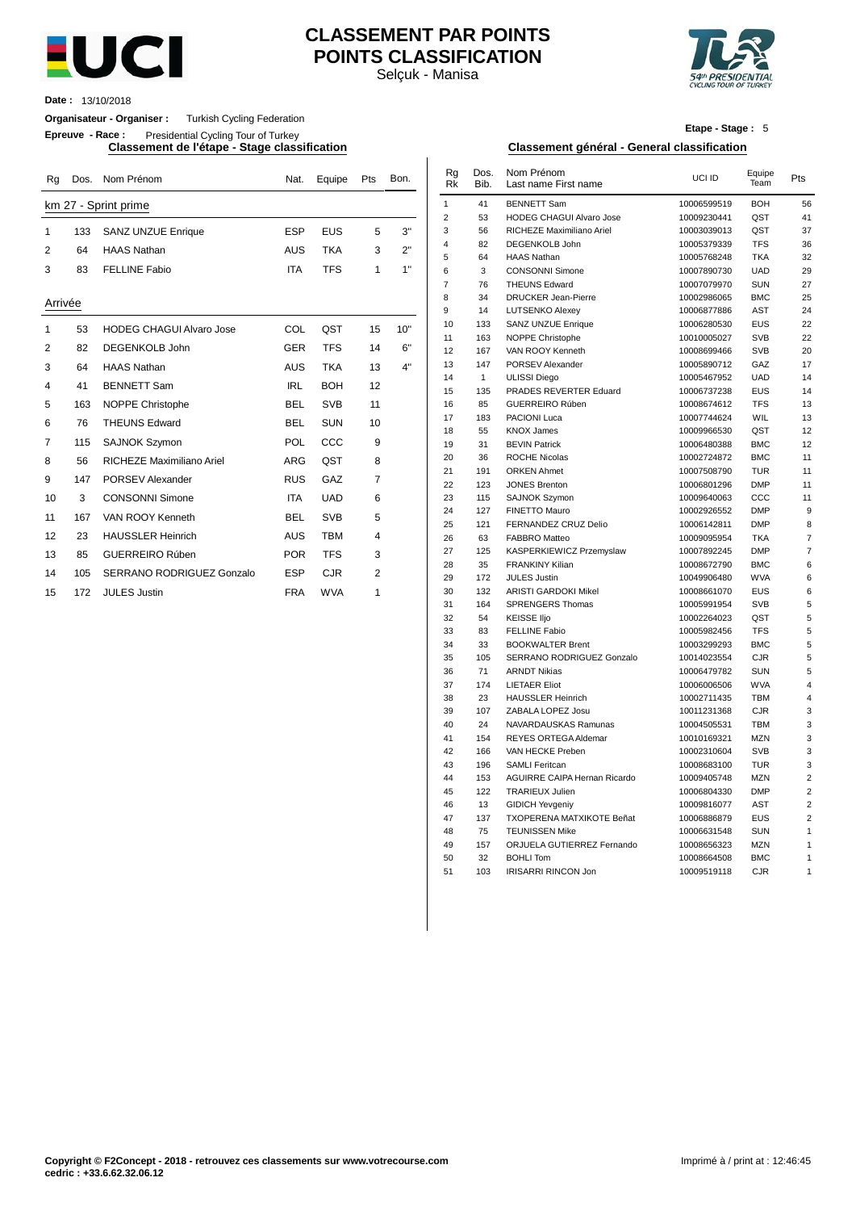# CLASSEMENT PAR POINTS
# POINTS CLASSIFICATION

Selçuk - Manisa

**Date :** 13/10/2018

**Organisateur - Organiser :** Turkish Cycling Federation

**Epreuve - Race :** Presidential Cycling Tour of Turkey

**Etape - Stage :** 5

## Classement de l'étape - Stage classification

| Rg | Dos. | Nom Prénom | Nat. | Equipe | Pts | Bon. |
|---|---|---|---|---|---|---|
| **km 27 - Sprint prime** | | | | | | |
| 1 | 133 | SANZ UNZUE Enrique | ESP | EUS | 5 | 3" |
| 2 | 64 | HAAS Nathan | AUS | TKA | 3 | 2" |
| 3 | 83 | FELLINE Fabio | ITA | TFS | 1 | 1" |
| **Arrivée** | | | | | | |
| 1 | 53 | HODEG CHAGUI Alvaro Jose | COL | QST | 15 | 10" |
| 2 | 82 | DEGENKOLB John | GER | TFS | 14 | 6" |
| 3 | 64 | HAAS Nathan | AUS | TKA | 13 | 4" |
| 4 | 41 | BENNETT Sam | IRL | BOH | 12 | |
| 5 | 163 | NOPPE Christophe | BEL | SVB | 11 | |
| 6 | 76 | THEUNS Edward | BEL | SUN | 10 | |
| 7 | 115 | SAJNOK Szymon | POL | CCC | 9 | |
| 8 | 56 | RICHEZE Maximiliano Ariel | ARG | QST | 8 | |
| 9 | 147 | PORSEV Alexander | RUS | GAZ | 7 | |
| 10 | 3 | CONSONNI Simone | ITA | UAD | 6 | |
| 11 | 167 | VAN ROOY Kenneth | BEL | SVB | 5 | |
| 12 | 23 | HAUSSLER Heinrich | AUS | TBM | 4 | |
| 13 | 85 | GUERREIRO Rúben | POR | TFS | 3 | |
| 14 | 105 | SERRANO RODRIGUEZ Gonzalo | ESP | CJR | 2 | |
| 15 | 172 | JULES Justin | FRA | WVA | 1 | |

## Classement général - General classification

| Rg Rk | Dos. Bib. | Nom Prénom Last name First name | UCI ID | Equipe Team | Pts |
|---|---|---|---|---|---|
| 1 | 41 | BENNETT Sam | 10006599519 | BOH | 56 |
| 2 | 53 | HODEG CHAGUI Alvaro Jose | 10009230441 | QST | 41 |
| 3 | 56 | RICHEZE Maximiliano Ariel | 10003039013 | QST | 37 |
| 4 | 82 | DEGENKOLB John | 10005379339 | TFS | 36 |
| 5 | 64 | HAAS Nathan | 10005768248 | TKA | 32 |
| 6 | 3 | CONSONNI Simone | 10007890730 | UAD | 29 |
| 7 | 76 | THEUNS Edward | 10007079970 | SUN | 27 |
| 8 | 34 | DRUCKER Jean-Pierre | 10002986065 | BMC | 25 |
| 9 | 14 | LUTSENKO Alexey | 10006877886 | AST | 24 |
| 10 | 133 | SANZ UNZUE Enrique | 10006280530 | EUS | 22 |
| 11 | 163 | NOPPE Christophe | 10010005027 | SVB | 22 |
| 12 | 167 | VAN ROOY Kenneth | 10008699466 | SVB | 20 |
| 13 | 147 | PORSEV Alexander | 10005890712 | GAZ | 17 |
| 14 | 1 | ULISSI Diego | 10005467952 | UAD | 14 |
| 15 | 135 | PRADES REVERTER Eduard | 10006737238 | EUS | 14 |
| 16 | 85 | GUERREIRO Rúben | 10008674612 | TFS | 13 |
| 17 | 183 | PACIONI Luca | 10007744624 | WIL | 13 |
| 18 | 55 | KNOX James | 10009966530 | QST | 12 |
| 19 | 31 | BEVIN Patrick | 10006480388 | BMC | 12 |
| 20 | 36 | ROCHE Nicolas | 10002724872 | BMC | 11 |
| 21 | 191 | ORKEN Ahmet | 10007508790 | TUR | 11 |
| 22 | 123 | JONES Brenton | 10006801296 | DMP | 11 |
| 23 | 115 | SAJNOK Szymon | 10009640063 | CCC | 11 |
| 24 | 127 | FINETTO Mauro | 10002926552 | DMP | 9 |
| 25 | 121 | FERNANDEZ CRUZ Delio | 10006142811 | DMP | 8 |
| 26 | 63 | FABBRO Matteo | 10009095954 | TKA | 7 |
| 27 | 125 | KASPERKIEWICZ Przemyslaw | 10007892245 | DMP | 7 |
| 28 | 35 | FRANKINY Kilian | 10008672790 | BMC | 6 |
| 29 | 172 | JULES Justin | 10049906480 | WVA | 6 |
| 30 | 132 | ARISTI GARDOKI Mikel | 10008661070 | EUS | 6 |
| 31 | 164 | SPRENGERS Thomas | 10005991954 | SVB | 5 |
| 32 | 54 | KEISSE Iljo | 10002264023 | QST | 5 |
| 33 | 83 | FELLINE Fabio | 10005982456 | TFS | 5 |
| 34 | 33 | BOOKWALTER Brent | 10003299293 | BMC | 5 |
| 35 | 105 | SERRANO RODRIGUEZ Gonzalo | 10014023554 | CJR | 5 |
| 36 | 71 | ARNDT Nikias | 10006479782 | SUN | 5 |
| 37 | 174 | LIETAER Eliot | 10006006506 | WVA | 4 |
| 38 | 23 | HAUSSLER Heinrich | 10002711435 | TBM | 4 |
| 39 | 107 | ZABALA LOPEZ Josu | 10011231368 | CJR | 3 |
| 40 | 24 | NAVARDAUSKAS Ramunas | 10004505531 | TBM | 3 |
| 41 | 154 | REYES ORTEGA Aldemar | 10010169321 | MZN | 3 |
| 42 | 166 | VAN HECKE Preben | 10002310604 | SVB | 3 |
| 43 | 196 | SAMLI Feritcan | 10008683100 | TUR | 3 |
| 44 | 153 | AGUIRRE CAIPA Hernan Ricardo | 10009405748 | MZN | 2 |
| 45 | 122 | TRARIEUX Julien | 10006804330 | DMP | 2 |
| 46 | 13 | GIDICH Yevgeniy | 10009816077 | AST | 2 |
| 47 | 137 | TXOPERENA MATXIKOTE Beñat | 10006886879 | EUS | 2 |
| 48 | 75 | TEUNISSEN Mike | 10006631548 | SUN | 1 |
| 49 | 157 | ORJUELA GUTIERREZ Fernando | 10008656323 | MZN | 1 |
| 50 | 32 | BOHLI Tom | 10008664508 | BMC | 1 |
| 51 | 103 | IRISARRI RINCON Jon | 10009519118 | CJR | 1 |

**Copyright © F2Concept - 2018 - retrouvez ces classements sur www.votrecourse.com**
**cedric : +33.6.62.32.06.12**

Imprimé à / print at : 12:46:45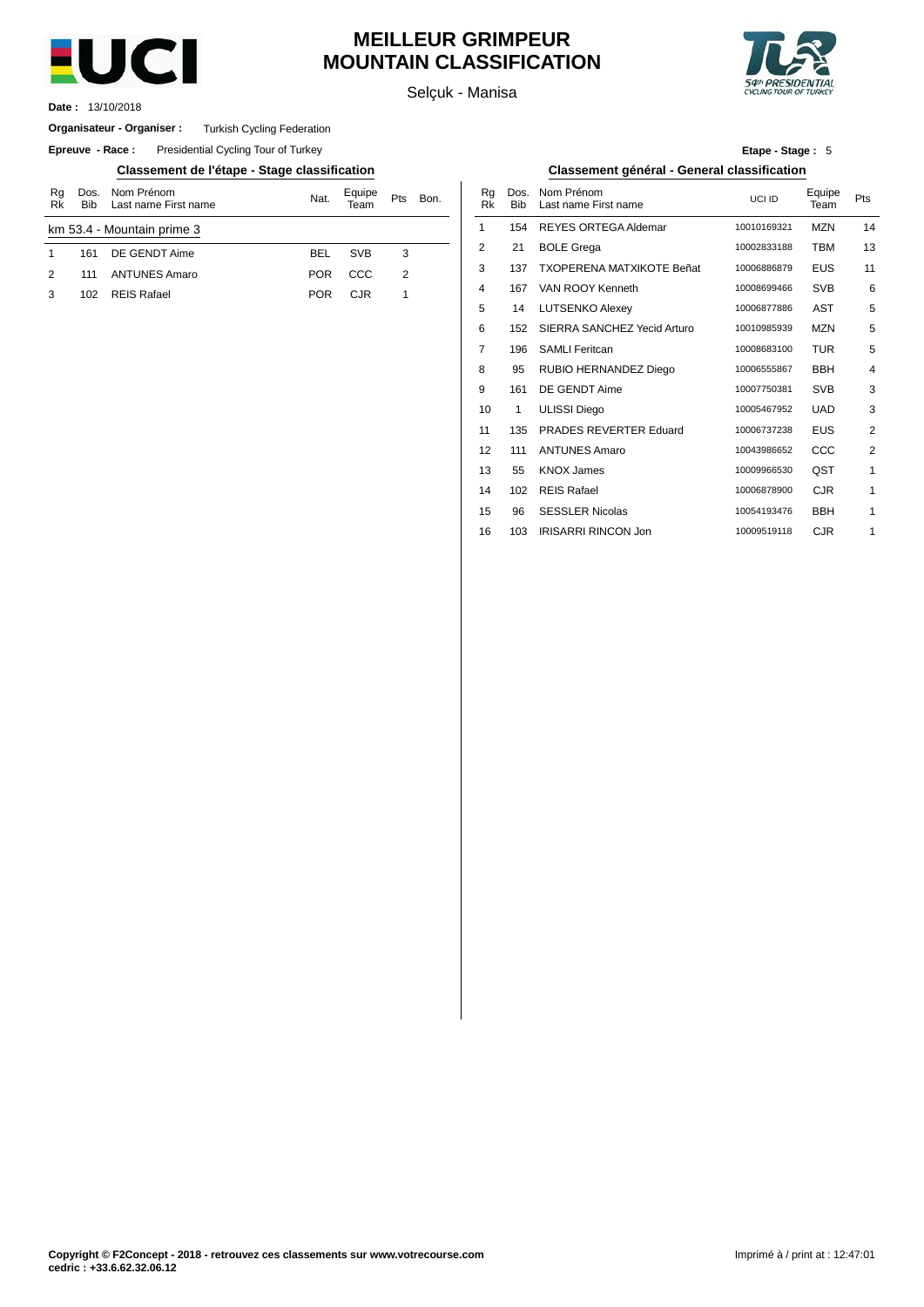# MEILLEUR GRIMPEUR
# MOUNTAIN CLASSIFICATION

Selçuk - Manisa

**Date :** 13/10/2018

**Organisateur - Organiser :** Turkish Cycling Federation

**Epreuve - Race :** Presidential Cycling Tour of Turkey

**Etape - Stage :** 5

## Classement de l'étape - Stage classification

| Rg Rk | Dos. Bib | Nom Prénom Last name First name | Nat. | Equipe Team | Pts | Bon. |
|---|---|---|---|---|---|---|
| km 53.4 - Mountain prime 3 | | | | | | |
| 1 | 161 | DE GENDT Aime | BEL | SVB | 3 | |
| 2 | 111 | ANTUNES Amaro | POR | CCC | 2 | |
| 3 | 102 | REIS Rafael | POR | CJR | 1 | |

## Classement général - General classification

| Rg Rk | Dos. Bib | Nom Prénom Last name First name | UCI ID | Equipe Team | Pts |
|---|---|---|---|---|---|
| 1 | 154 | REYES ORTEGA Aldemar | 10010169321 | MZN | 14 |
| 2 | 21 | BOLE Grega | 10002833188 | TBM | 13 |
| 3 | 137 | TXOPERENA MATXIKOTE Beñat | 10006886879 | EUS | 11 |
| 4 | 167 | VAN ROOY Kenneth | 10008699466 | SVB | 6 |
| 5 | 14 | LUTSENKO Alexey | 10006877886 | AST | 5 |
| 6 | 152 | SIERRA SANCHEZ Yecid Arturo | 10010985939 | MZN | 5 |
| 7 | 196 | SAMLI Feritcan | 10008683100 | TUR | 5 |
| 8 | 95 | RUBIO HERNANDEZ Diego | 10006555867 | BBH | 4 |
| 9 | 161 | DE GENDT Aime | 10007750381 | SVB | 3 |
| 10 | 1 | ULISSI Diego | 10005467952 | UAD | 3 |
| 11 | 135 | PRADES REVERTER Eduard | 10006737238 | EUS | 2 |
| 12 | 111 | ANTUNES Amaro | 10043986652 | CCC | 2 |
| 13 | 55 | KNOX James | 10009966530 | QST | 1 |
| 14 | 102 | REIS Rafael | 10006878900 | CJR | 1 |
| 15 | 96 | SESSLER Nicolas | 10054193476 | BBH | 1 |
| 16 | 103 | IRISARRI RINCON Jon | 10009519118 | CJR | 1 |

**Copyright © F2Concept - 2018 - retrouvez ces classements sur www.votrecourse.com**
**cedric : +33.6.62.32.06.12**

Imprimé à / print at : 12:47:01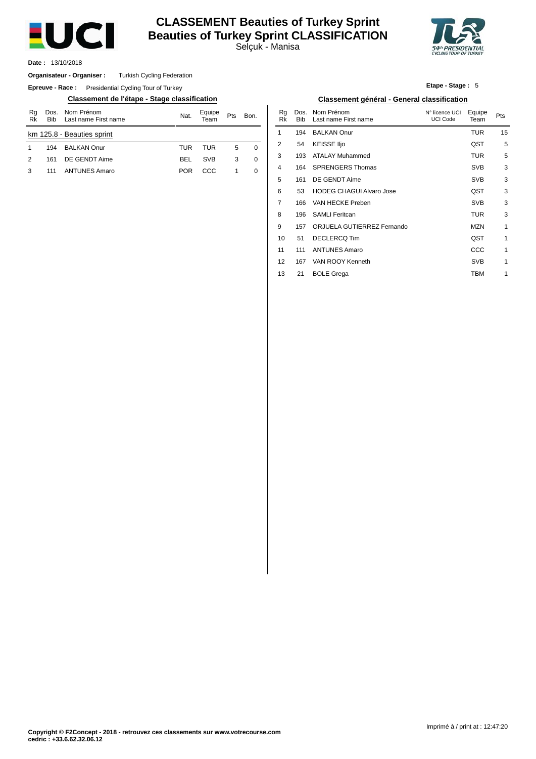# CLASSEMENT Beauties of Turkey Sprint
# Beauties of Turkey Sprint CLASSIFICATION

Selçuk - Manisa

**Date :** 13/10/2018

**Organisateur - Organiser :** Turkish Cycling Federation

**Epreuve - Race :** Presidential Cycling Tour of Turkey

**Etape - Stage :** 5

## Classement de l'étape - Stage classification

| Rg Rk | Dos. Bib | Nom Prénom Last name First name | Nat. | Equipe Team | Pts | Bon. |
|---|---|---|---|---|---|---|
| km 125.8 - Beauties sprint | | | | | | |
| 1 | 194 | BALKAN Onur | TUR | TUR | 5 | 0 |
| 2 | 161 | DE GENDT Aime | BEL | SVB | 3 | 0 |
| 3 | 111 | ANTUNES Amaro | POR | CCC | 1 | 0 |

## Classement général - General classification

| Rg Rk | Dos. Bib | Nom Prénom Last name First name | N° licence UCI UCI Code | Equipe Team | Pts |
|---|---|---|---|---|---|
| 1 | 194 | BALKAN Onur | | TUR | 15 |
| 2 | 54 | KEISSE Iljo | | QST | 5 |
| 3 | 193 | ATALAY Muhammed | | TUR | 5 |
| 4 | 164 | SPRENGERS Thomas | | SVB | 3 |
| 5 | 161 | DE GENDT Aime | | SVB | 3 |
| 6 | 53 | HODEG CHAGUI Alvaro Jose | | QST | 3 |
| 7 | 166 | VAN HECKE Preben | | SVB | 3 |
| 8 | 196 | SAMLI Feritcan | | TUR | 3 |
| 9 | 157 | ORJUELA GUTIERREZ Fernando | | MZN | 1 |
| 10 | 51 | DECLERCQ Tim | | QST | 1 |
| 11 | 111 | ANTUNES Amaro | | CCC | 1 |
| 12 | 167 | VAN ROOY Kenneth | | SVB | 1 |
| 13 | 21 | BOLE Grega | | TBM | 1 |

Imprimé à / print at : 12:47:20

**Copyright © F2Concept - 2018 - retrouvez ces classements sur www.votrecourse.com**
**cedric : +33.6.62.32.06.12**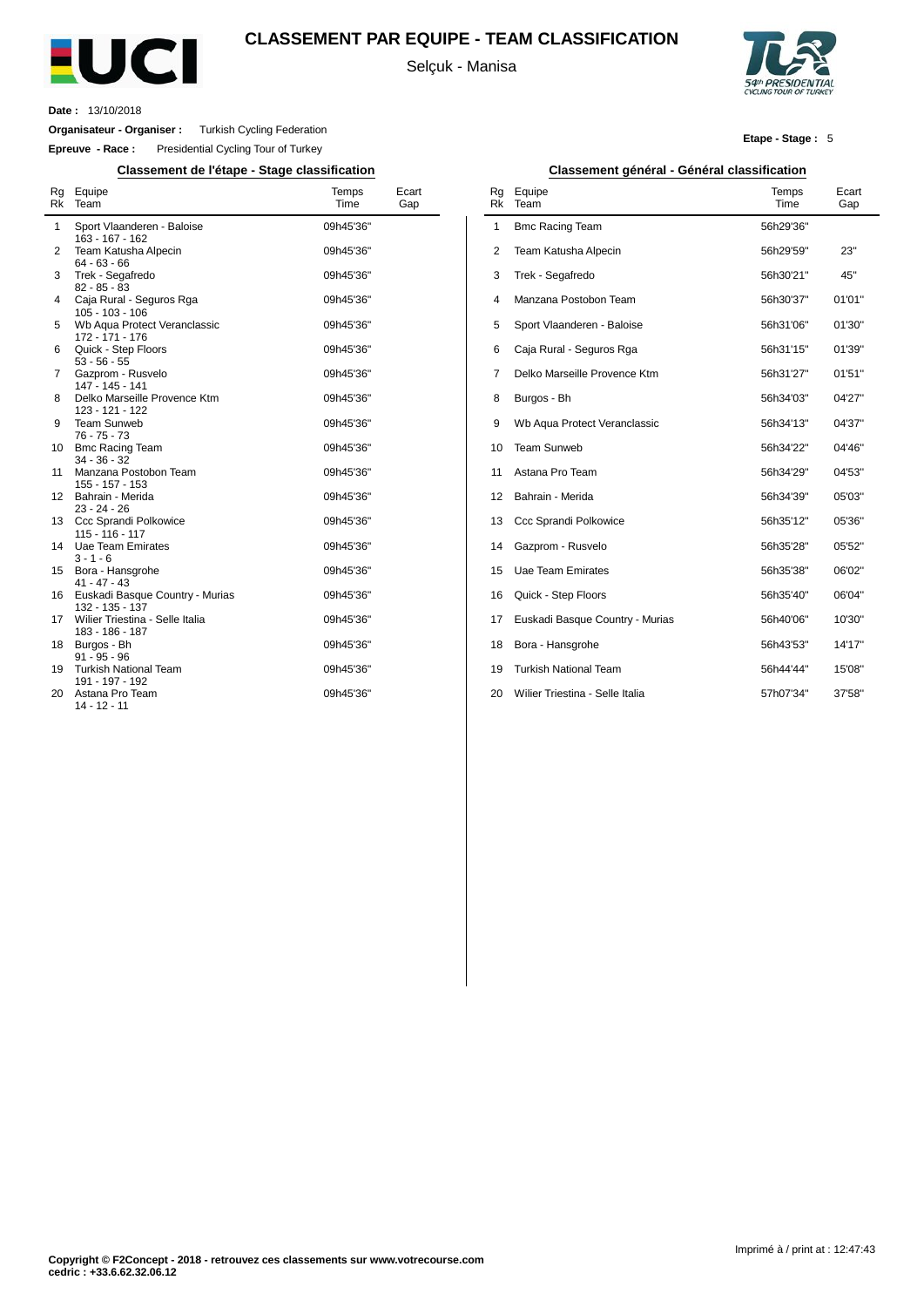# CLASSEMENT PAR EQUIPE - TEAM CLASSIFICATION

Selçuk - Manisa

**Date :** 13/10/2018

**Organisateur - Organiser :** Turkish Cycling Federation

**Epreuve - Race :** Presidential Cycling Tour of Turkey

**Etape - Stage :** 5

## Classement de l'étape - Stage classification

| Rg Rk | Equipe Team | Temps Time | Ecart Gap |
|---|---|---|---|
| 1 | Sport Vlaanderen - Baloise<br>163 - 167 - 162 | 09h45'36'' | |
| 2 | Team Katusha Alpecin<br>64 - 63 - 66 | 09h45'36'' | |
| 3 | Trek - Segafredo<br>82 - 85 - 83 | 09h45'36'' | |
| 4 | Caja Rural - Seguros Rga<br>105 - 103 - 106 | 09h45'36'' | |
| 5 | Wb Aqua Protect Veranclassic<br>172 - 171 - 176 | 09h45'36'' | |
| 6 | Quick - Step Floors<br>53 - 56 - 55 | 09h45'36'' | |
| 7 | Gazprom - Rusvelo<br>147 - 145 - 141 | 09h45'36'' | |
| 8 | Delko Marseille Provence Ktm<br>123 - 121 - 122 | 09h45'36'' | |
| 9 | Team Sunweb<br>76 - 75 - 73 | 09h45'36'' | |
| 10 | Bmc Racing Team<br>34 - 36 - 32 | 09h45'36'' | |
| 11 | Manzana Postobon Team<br>155 - 157 - 153 | 09h45'36'' | |
| 12 | Bahrain - Merida<br>23 - 24 - 26 | 09h45'36'' | |
| 13 | Ccc Sprandi Polkowice<br>115 - 116 - 117 | 09h45'36'' | |
| 14 | Uae Team Emirates<br>3 - 1 - 6 | 09h45'36'' | |
| 15 | Bora - Hansgrohe<br>41 - 47 - 43 | 09h45'36'' | |
| 16 | Euskadi Basque Country - Murias<br>132 - 135 - 137 | 09h45'36'' | |
| 17 | Wilier Triestina - Selle Italia<br>183 - 186 - 187 | 09h45'36'' | |
| 18 | Burgos - Bh<br>91 - 95 - 96 | 09h45'36'' | |
| 19 | Turkish National Team<br>191 - 197 - 192 | 09h45'36'' | |
| 20 | Astana Pro Team<br>14 - 12 - 11 | 09h45'36'' | |

## Classement général - Général classification

| Rg Rk | Equipe Team | Temps Time | Ecart Gap |
|---|---|---|---|
| 1 | Bmc Racing Team | 56h29'36'' | |
| 2 | Team Katusha Alpecin | 56h29'59'' | 23'' |
| 3 | Trek - Segafredo | 56h30'21'' | 45'' |
| 4 | Manzana Postobon Team | 56h30'37'' | 01'01'' |
| 5 | Sport Vlaanderen - Baloise | 56h31'06'' | 01'30'' |
| 6 | Caja Rural - Seguros Rga | 56h31'15'' | 01'39'' |
| 7 | Delko Marseille Provence Ktm | 56h31'27'' | 01'51'' |
| 8 | Burgos - Bh | 56h34'03'' | 04'27'' |
| 9 | Wb Aqua Protect Veranclassic | 56h34'13'' | 04'37'' |
| 10 | Team Sunweb | 56h34'22'' | 04'46'' |
| 11 | Astana Pro Team | 56h34'29'' | 04'53'' |
| 12 | Bahrain - Merida | 56h34'39'' | 05'03'' |
| 13 | Ccc Sprandi Polkowice | 56h35'12'' | 05'36'' |
| 14 | Gazprom - Rusvelo | 56h35'28'' | 05'52'' |
| 15 | Uae Team Emirates | 56h35'38'' | 06'02'' |
| 16 | Quick - Step Floors | 56h35'40'' | 06'04'' |
| 17 | Euskadi Basque Country - Murias | 56h40'06'' | 10'30'' |
| 18 | Bora - Hansgrohe | 56h43'53'' | 14'17'' |
| 19 | Turkish National Team | 56h44'44'' | 15'08'' |
| 20 | Wilier Triestina - Selle Italia | 57h07'34'' | 37'58'' |

Imprimé à / print at : 12:47:43

**Copyright © F2Concept - 2018 - retrouvez ces classements sur www.votrecourse.com**
**cedric : +33.6.62.32.06.12**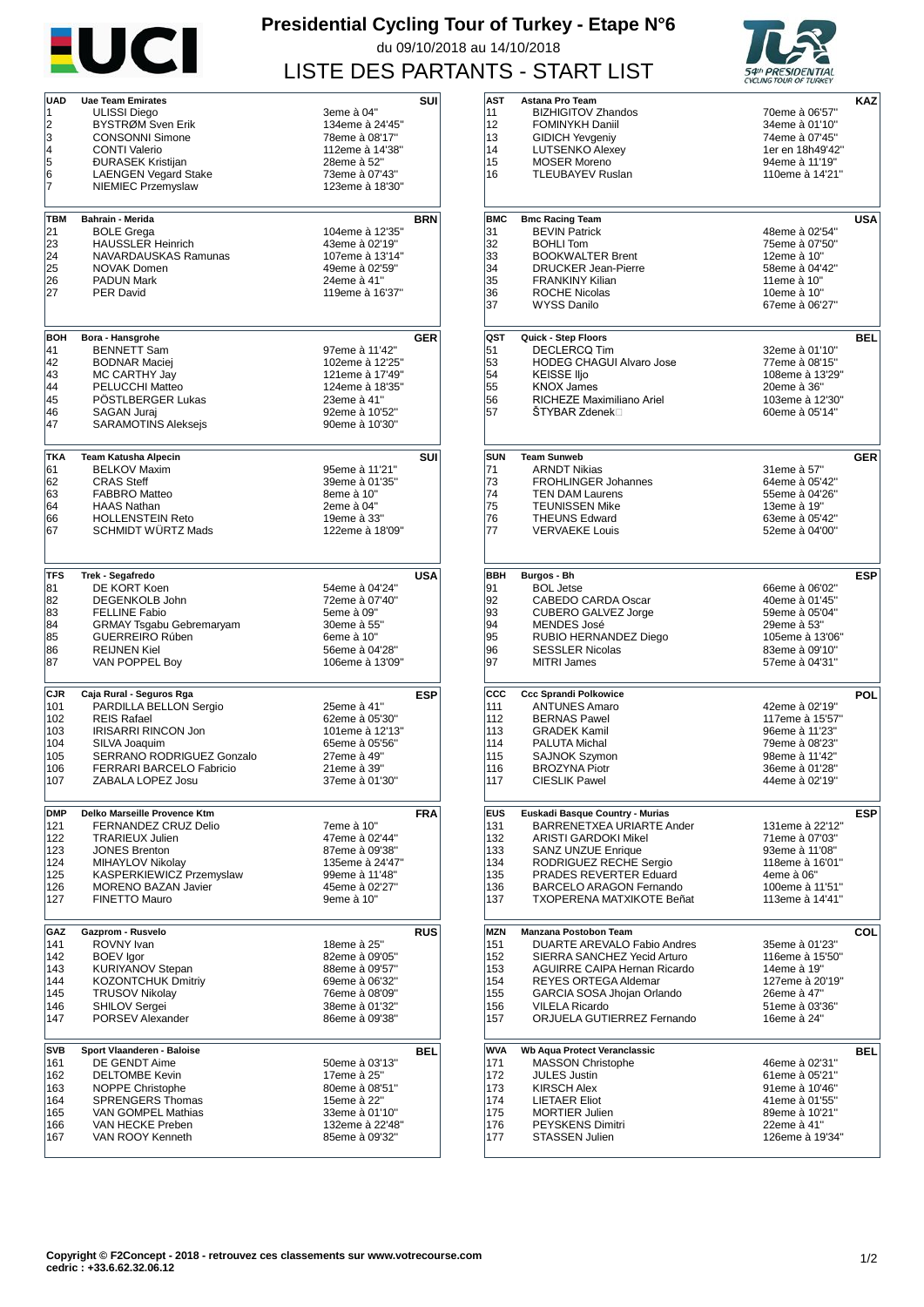# Presidential Cycling Tour of Turkey - Etape N°6

du 09/10/2018 au 14/10/2018

## LISTE DES PARTANTS - START LIST

| UAD | Uae Team Emirates | | SUI |
|---|---|---|---|
| 1 | ULISSI Diego | 3eme à 04" | |
| 2 | BYSTRØM Sven Erik | 134eme à 24'45" | |
| 3 | CONSONNI Simone | 78eme à 08'17" | |
| 4 | CONTI Valerio | 112eme à 14'38" | |
| 5 | ĐURASEK Kristijan | 28eme à 52" | |
| 6 | LAENGEN Vegard Stake | 73eme à 07'43" | |
| 7 | NIEMIEC Przemyslaw | 123eme à 18'30" | |

| AST | Astana Pro Team | | KAZ |
|---|---|---|---|
| 11 | BIZHIGITOV Zhandos | 70eme à 06'57" | |
| 12 | FOMINYKH Daniil | 34eme à 01'10" | |
| 13 | GIDICH Yevgeniy | 74eme à 07'45" | |
| 14 | LUTSENKO Alexey | 1er en 18h49'42" | |
| 15 | MOSER Moreno | 94eme à 11'19" | |
| 16 | TLEUBAYEV Ruslan | 110eme à 14'21" | |

| TBM | Bahrain - Merida | | BRN |
|---|---|---|---|
| 21 | BOLE Grega | 104eme à 12'35" | |
| 23 | HAUSSLER Heinrich | 43eme à 02'19" | |
| 24 | NAVARDAUSKAS Ramunas | 107eme à 13'14" | |
| 25 | NOVAK Domen | 49eme à 02'59" | |
| 26 | PADUN Mark | 24eme à 41" | |
| 27 | PER David | 119eme à 16'37" | |

| BMC | Bmc Racing Team | | USA |
|---|---|---|---|
| 31 | BEVIN Patrick | 48eme à 02'54" | |
| 32 | BOHLI Tom | 75eme à 07'50" | |
| 33 | BOOKWALTER Brent | 12eme à 10" | |
| 34 | DRUCKER Jean-Pierre | 58eme à 04'42" | |
| 35 | FRANKINY Kilian | 11eme à 10" | |
| 36 | ROCHE Nicolas | 10eme à 10" | |
| 37 | WYSS Danilo | 67eme à 06'27" | |

| BOH | Bora - Hansgrohe | | GER |
|---|---|---|---|
| 41 | BENNETT Sam | 97eme à 11'42" | |
| 42 | BODNAR Maciej | 102eme à 12'25" | |
| 43 | MC CARTHY Jay | 121eme à 17'49" | |
| 44 | PELUCCHI Matteo | 124eme à 18'35" | |
| 45 | PÖSTLBERGER Lukas | 23eme à 41" | |
| 46 | SAGAN Juraj | 92eme à 10'52" | |
| 47 | SARAMOTINS Aleksejs | 90eme à 10'30" | |

| QST | Quick - Step Floors | | BEL |
|---|---|---|---|
| 51 | DECLERCQ Tim | 32eme à 01'10" | |
| 53 | HODEG CHAGUI Alvaro Jose | 77eme à 08'15" | |
| 54 | KEISSE Iljo | 108eme à 13'29" | |
| 55 | KNOX James | 20eme à 36" | |
| 56 | RICHEZE Maximiliano Ariel | 103eme à 12'30" | |
| 57 | ŠTYBAR Zdenek | 60eme à 05'14" | |

| TKA | Team Katusha Alpecin | | SUI |
|---|---|---|---|
| 61 | BELKOV Maxim | 95eme à 11'21" | |
| 62 | CRAS Steff | 39eme à 01'35" | |
| 63 | FABBRO Matteo | 8eme à 10" | |
| 64 | HAAS Nathan | 2eme à 04" | |
| 66 | HOLLENSTEIN Reto | 19eme à 33" | |
| 67 | SCHMIDT WÜRTZ Mads | 122eme à 18'09" | |

| SUN | Team Sunweb | | GER |
|---|---|---|---|
| 71 | ARNDT Nikias | 31eme à 57" | |
| 73 | FROHLINGER Johannes | 64eme à 05'42" | |
| 74 | TEN DAM Laurens | 55eme à 04'26" | |
| 75 | TEUNISSEN Mike | 13eme à 19" | |
| 76 | THEUNS Edward | 63eme à 05'42" | |
| 77 | VERVAEKE Louis | 52eme à 04'00" | |

| TFS | Trek - Segafredo | | USA |
|---|---|---|---|
| 81 | DE KORT Koen | 54eme à 04'24" | |
| 82 | DEGENKOLB John | 72eme à 07'40" | |
| 83 | FELLINE Fabio | 5eme à 09" | |
| 84 | GRMAY Tsgabu Gebremaryam | 30eme à 55" | |
| 85 | GUERREIRO Rúben | 6eme à 10" | |
| 86 | REIJNEN Kiel | 56eme à 04'28" | |
| 87 | VAN POPPEL Boy | 106eme à 13'09" | |

| BBH | Burgos - Bh | | ESP |
|---|---|---|---|
| 91 | BOL Jetse | 66eme à 06'02" | |
| 92 | CABEDO CARDA Oscar | 40eme à 01'45" | |
| 93 | CUBERO GALVEZ Jorge | 59eme à 05'04" | |
| 94 | MENDES José | 29eme à 53" | |
| 95 | RUBIO HERNANDEZ Diego | 105eme à 13'06" | |
| 96 | SESSLER Nicolas | 83eme à 09'10" | |
| 97 | MITRI James | 57eme à 04'31" | |

| CJR | Caja Rural - Seguros Rga | | ESP |
|---|---|---|---|
| 101 | PARDILLA BELLON Sergio | 25eme à 41" | |
| 102 | REIS Rafael | 62eme à 05'30" | |
| 103 | IRISARRI RINCON Jon | 101eme à 12'13" | |
| 104 | SILVA Joaquim | 65eme à 05'56" | |
| 105 | SERRANO RODRIGUEZ Gonzalo | 27eme à 49" | |
| 106 | FERRARI BARCELO Fabricio | 21eme à 39" | |
| 107 | ZABALA LOPEZ Josu | 37eme à 01'30" | |

| CCC | Ccc Sprandi Polkowice | | POL |
|---|---|---|---|
| 111 | ANTUNES Amaro | 42eme à 02'19" | |
| 112 | BERNAS Pawel | 117eme à 15'57" | |
| 113 | GRADEK Kamil | 96eme à 11'23" | |
| 114 | PALUTA Michal | 79eme à 08'23" | |
| 115 | SAJNOK Szymon | 98eme à 11'42" | |
| 116 | BROZYNA Piotr | 36eme à 01'28" | |
| 117 | CIESLIK Pawel | 44eme à 02'19" | |

| DMP | Delko Marseille Provence Ktm | | FRA |
|---|---|---|---|
| 121 | FERNANDEZ CRUZ Delio | 7eme à 10" | |
| 122 | TRARIEUX Julien | 47eme à 02'44" | |
| 123 | JONES Brenton | 87eme à 09'38" | |
| 124 | MIHAYLOV Nikolay | 135eme à 24'47" | |
| 125 | KASPERKIEWICZ Przemyslaw | 99eme à 11'48" | |
| 126 | MORENO BAZAN Javier | 45eme à 02'27" | |
| 127 | FINETTO Mauro | 9eme à 10" | |

| EUS | Euskadi Basque Country - Murias | | ESP |
|---|---|---|---|
| 131 | BARRENETXEA URIARTE Ander | 131eme à 22'12" | |
| 132 | ARISTI GARDOKI Mikel | 71eme à 07'03" | |
| 133 | SANZ UNZUE Enrique | 93eme à 11'08" | |
| 134 | RODRIGUEZ RECHE Sergio | 118eme à 16'01" | |
| 135 | PRADES REVERTER Eduard | 4eme à 06" | |
| 136 | BARCELO ARAGON Fernando | 100eme à 11'51" | |
| 137 | TXOPERENA MATXIKOTE Beñat | 113eme à 14'41" | |

| GAZ | Gazprom - Rusvelo | | RUS |
|---|---|---|---|
| 141 | ROVNY Ivan | 18eme à 25" | |
| 142 | BOEV Igor | 82eme à 09'05" | |
| 143 | KURIYANOV Stepan | 88eme à 09'57" | |
| 144 | KOZONTCHUK Dmitriy | 69eme à 06'32" | |
| 145 | TRUSOV Nikolay | 76eme à 08'09" | |
| 146 | SHILOV Sergei | 38eme à 01'32" | |
| 147 | PORSEV Alexander | 86eme à 09'38" | |

| MZN | Manzana Postobon Team | | COL |
|---|---|---|---|
| 151 | DUARTE AREVALO Fabio Andres | 35eme à 01'23" | |
| 152 | SIERRA SANCHEZ Yecid Arturo | 116eme à 15'50" | |
| 153 | AGUIRRE CAIPA Hernan Ricardo | 14eme à 19" | |
| 154 | REYES ORTEGA Aldemar | 127eme à 20'19" | |
| 155 | GARCIA SOSA Jhojan Orlando | 26eme à 47" | |
| 156 | VILELA Ricardo | 51eme à 03'36" | |
| 157 | ORJUELA GUTIERREZ Fernando | 16eme à 24" | |

| SVB | Sport Vlaanderen - Baloise | | BEL |
|---|---|---|---|
| 161 | DE GENDT Aime | 50eme à 03'13" | |
| 162 | DELTOMBE Kevin | 17eme à 25" | |
| 163 | NOPPE Christophe | 80eme à 08'51" | |
| 164 | SPRENGERS Thomas | 15eme à 22" | |
| 165 | VAN GOMPEL Mathias | 33eme à 01'10" | |
| 166 | VAN HECKE Preben | 132eme à 22'48" | |
| 167 | VAN ROOY Kenneth | 85eme à 09'32" | |

| WVA | Wb Aqua Protect Veranclassic | | BEL |
|---|---|---|---|
| 171 | MASSON Christophe | 46eme à 02'31" | |
| 172 | JULES Justin | 61eme à 05'21" | |
| 173 | KIRSCH Alex | 91eme à 10'46" | |
| 174 | LIETAER Eliot | 41eme à 01'55" | |
| 175 | MORTIER Julien | 89eme à 10'21" | |
| 176 | PEYSKENS Dimitri | 22eme à 41" | |
| 177 | STASSEN Julien | 126eme à 19'34" | |

Copyright © F2Concept - 2018 - retrouvez ces classements sur www.votrecourse.com
cedric : +33.6.62.32.06.12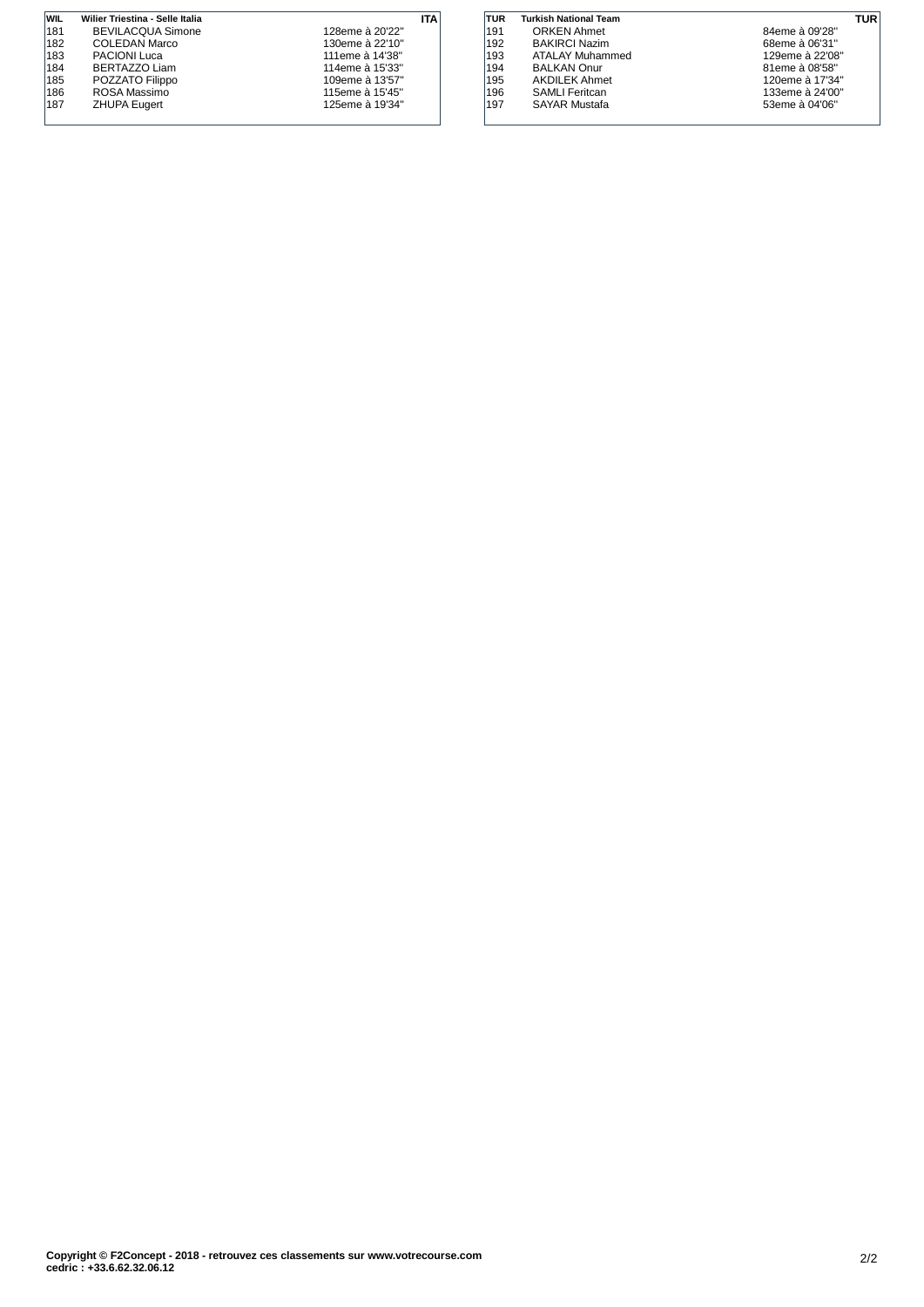| WIL | Wilier Triestina - Selle Italia | ITA |
| --- | --- | --- |
| 181 | BEVILACQUA Simone | 128eme à 20'22'' |
| 182 | COLEDAN Marco | 130eme à 22'10'' |
| 183 | PACIONI Luca | 111eme à 14'38'' |
| 184 | BERTAZZO Liam | 114eme à 15'33'' |
| 185 | POZZATO Filippo | 109eme à 13'57'' |
| 186 | ROSA Massimo | 115eme à 15'45'' |
| 187 | ZHUPA Eugert | 125eme à 19'34'' |

| TUR | Turkish National Team | TUR |
| --- | --- | --- |
| 191 | ORKEN Ahmet | 84eme à 09'28'' |
| 192 | BAKIRCI Nazim | 68eme à 06'31'' |
| 193 | ATALAY Muhammed | 129eme à 22'08'' |
| 194 | BALKAN Onur | 81eme à 08'58'' |
| 195 | AKDILEK Ahmet | 120eme à 17'34'' |
| 196 | SAMLI Feritcan | 133eme à 24'00'' |
| 197 | SAYAR Mustafa | 53eme à 04'06'' |

**Copyright © F2Concept - 2018 - retrouvez ces classements sur www.votrecourse.com**
**cedric : +33.6.62.32.06.12**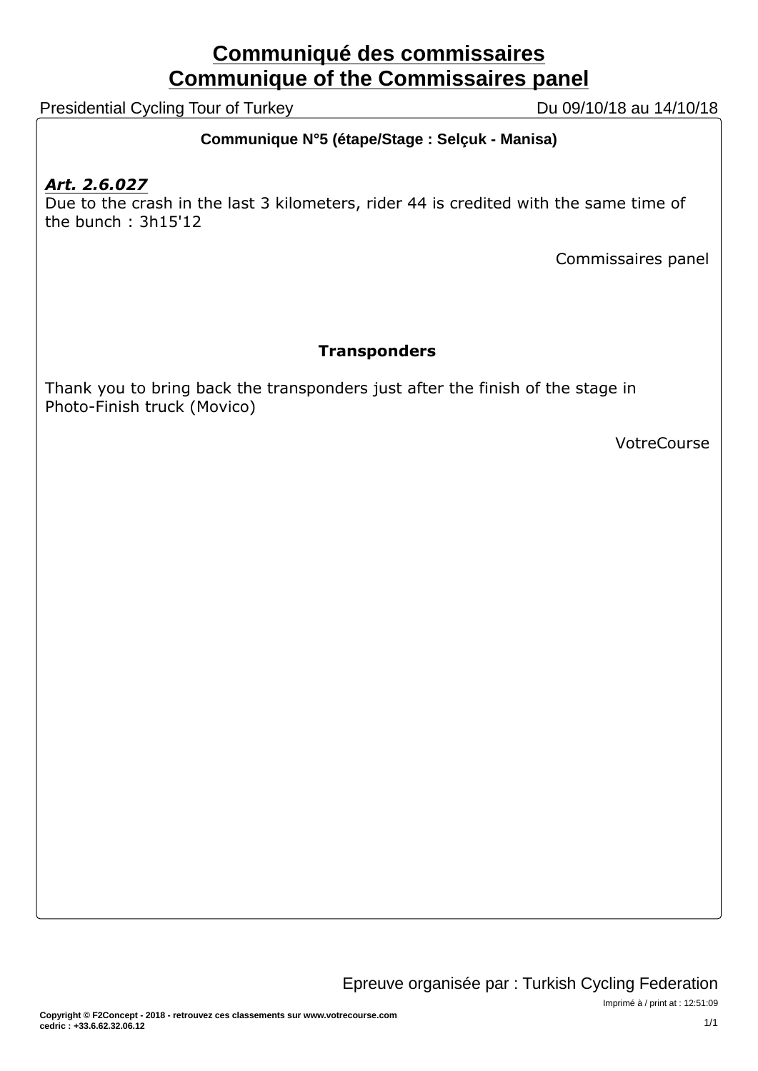# Communiqué des commissaires
# Communique of the Commissaires panel

Presidential Cycling Tour of Turkey — Du 09/10/18 au 14/10/18

**Communique N°5 (étape/Stage : Selçuk - Manisa)**

***Art. 2.6.027***

Due to the crash in the last 3 kilometers, rider 44 is credited with the same time of the bunch : 3h15'12

Commissaires panel

**Transponders**

Thank you to bring back the transponders just after the finish of the stage in Photo-Finish truck (Movico)

VotreCourse

Epreuve organisée par : Turkish Cycling Federation

Imprimé à / print at : 12:51:09

**Copyright © F2Concept - 2018 - retrouvez ces classements sur www.votrecourse.com**
**cedric : +33.6.62.32.06.12**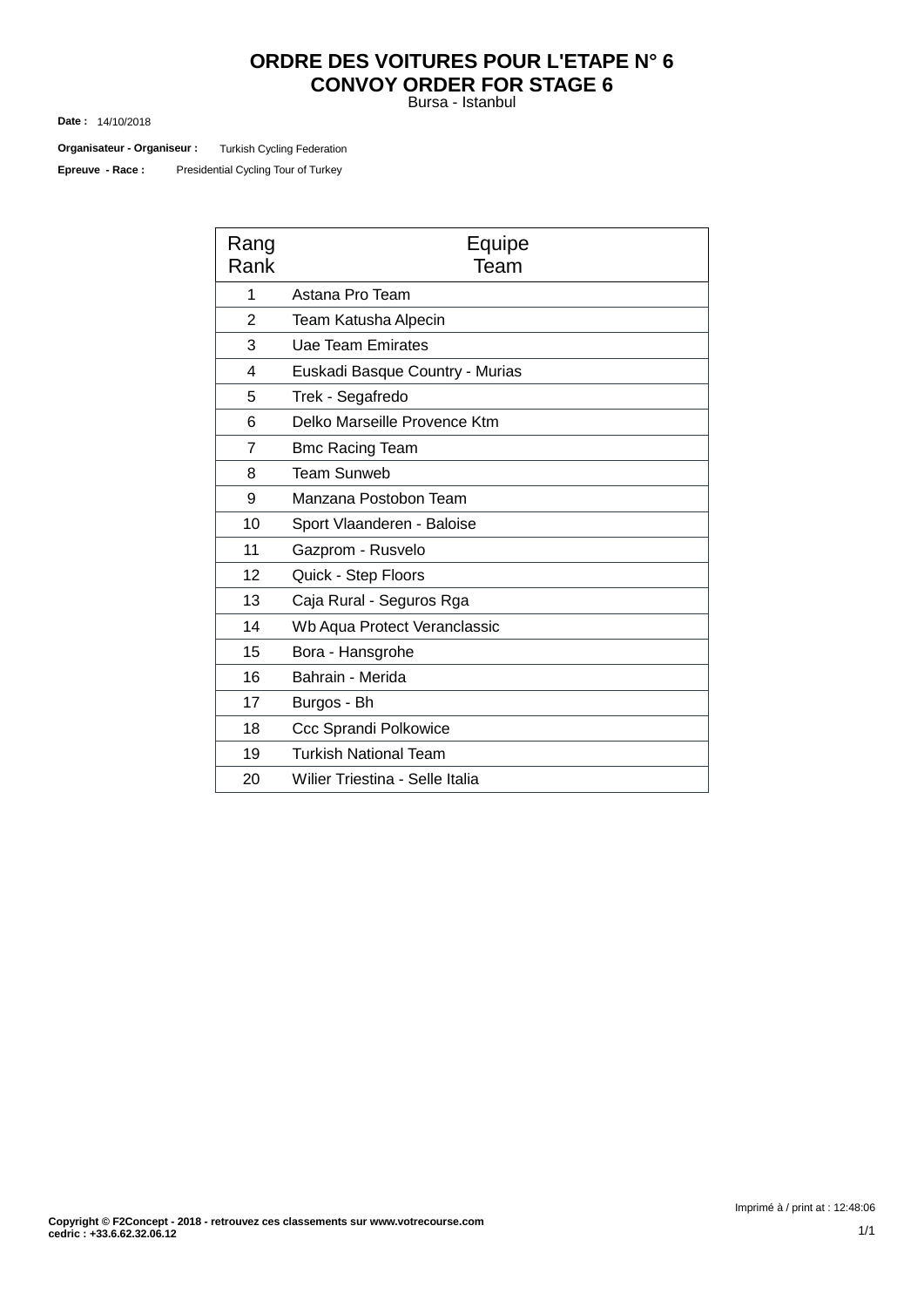# ORDRE DES VOITURES POUR L'ETAPE N° 6
# CONVOY ORDER FOR STAGE 6

Bursa - Istanbul

**Date :** 14/10/2018

**Organisateur - Organiseur :** Turkish Cycling Federation

**Epreuve - Race :** Presidential Cycling Tour of Turkey

| Rang<br>Rank | Equipe<br>Team |
|---|---|
| 1 | Astana Pro Team |
| 2 | Team Katusha Alpecin |
| 3 | Uae Team Emirates |
| 4 | Euskadi Basque Country - Murias |
| 5 | Trek - Segafredo |
| 6 | Delko Marseille Provence Ktm |
| 7 | Bmc Racing Team |
| 8 | Team Sunweb |
| 9 | Manzana Postobon Team |
| 10 | Sport Vlaanderen - Baloise |
| 11 | Gazprom - Rusvelo |
| 12 | Quick - Step Floors |
| 13 | Caja Rural - Seguros Rga |
| 14 | Wb Aqua Protect Veranclassic |
| 15 | Bora - Hansgrohe |
| 16 | Bahrain - Merida |
| 17 | Burgos - Bh |
| 18 | Ccc Sprandi Polkowice |
| 19 | Turkish National Team |
| 20 | Wilier Triestina - Selle Italia |

Imprimé à / print at : 12:48:06

**Copyright © F2Concept - 2018 - retrouvez ces classements sur www.votrecourse.com**
**cedric : +33.6.62.32.06.12**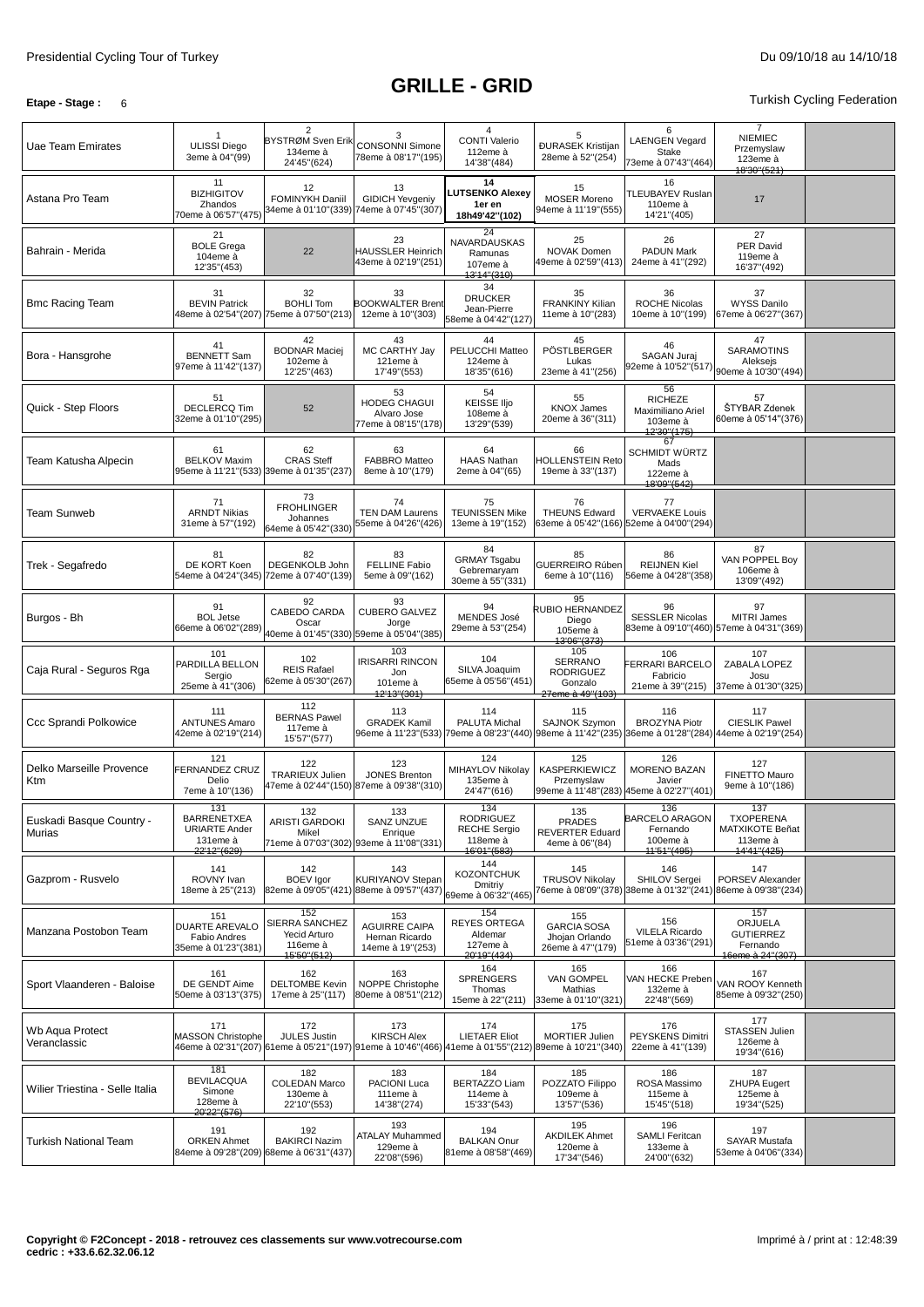Presidential Cycling Tour of Turkey

Du 09/10/18 au 14/10/18

# GRILLE - GRID

**Etape - Stage :** 6

Turkish Cycling Federation

| Team | 1 | 2 | 3 | 4 | 5 | 6 | 7 | |
|---|---|---|---|---|---|---|---|---|
| Uae Team Emirates | 1 ULISSI Diego 3eme à 04"(99) | 2 BYSTRØM Sven Erik 134eme à 24'45"(624) | 3 CONSONNI Simone 78eme à 08'17"(195) | 4 CONTI Valerio 112eme à 14'38"(484) | 5 ĐURASEK Kristijan 28eme à 52"(254) | 6 LAENGEN Vegard Stake 73eme à 07'43"(464) | 7 NIEMIEC Przemyslaw 123eme à 18'30"(521) | |
| Astana Pro Team | 11 BIZHIGITOV Zhandos 70eme à 06'57"(475) | 12 FOMINYKH Daniil 34eme à 01'10"(339) | 13 GIDICH Yevgeniy 74eme à 07'45"(307) | **14 LUTSENKO Alexey 1er en 18h49'42"(102)** | 15 MOSER Moreno 94eme à 11'19"(555) | 16 TLEUBAYEV Ruslan 110eme à 14'21"(405) | 17 | |
| Bahrain - Merida | 21 BOLE Grega 104eme à 12'35"(453) | 22 | 23 HAUSSLER Heinrich 43eme à 02'19"(251) | 24 NAVARDAUSKAS Ramunas 107eme à 13'14"(310) | 25 NOVAK Domen 49eme à 02'59"(413) | 26 PADUN Mark 24eme à 41"(292) | 27 PER David 119eme à 16'37"(492) | |
| Bmc Racing Team | 31 BEVIN Patrick 48eme à 02'54"(207) | 32 BOHLI Tom 75eme à 07'50"(213) | 33 BOOKWALTER Brent 12eme à 10"(303) | 34 DRUCKER Jean-Pierre 58eme à 04'42"(127) | 35 FRANKINY Kilian 11eme à 10"(283) | 36 ROCHE Nicolas 10eme à 10"(199) | 37 WYSS Danilo 67eme à 06'27"(367) | |
| Bora - Hansgrohe | 41 BENNETT Sam 97eme à 11'42"(137) | 42 BODNAR Maciej 102eme à 12'25"(463) | 43 MC CARTHY Jay 121eme à 17'49"(553) | 44 PELUCCHI Matteo 124eme à 18'35"(616) | 45 PÖSTLBERGER Lukas 23eme à 41"(256) | 46 SAGAN Juraj 92eme à 10'52"(517) | 47 SARAMOTINS Aleksejs 90eme à 10'30"(494) | |
| Quick - Step Floors | 51 DECLERCQ Tim 32eme à 01'10"(295) | 52 | 53 HODEG CHAGUI Alvaro Jose 77eme à 08'15"(178) | 54 KEISSE Iljo 108eme à 13'29"(539) | 55 KNOX James 20eme à 36"(311) | 56 RICHEZE Maximiliano Ariel 103eme à 12'30"(176) | 57 ŠTYBAR Zdenek 60eme à 05'14"(376) | |
| Team Katusha Alpecin | 61 BELKOV Maxim 95eme à 11'21"(533) | 62 CRAS Steff 39eme à 01'35"(237) | 63 FABBRO Matteo 8eme à 10"(179) | 64 HAAS Nathan 2eme à 04"(65) | 66 HOLLENSTEIN Reto 19eme à 33"(137) | 67 SCHMIDT WÜRTZ Mads 122eme à 18'09"(542) | | |
| Team Sunweb | 71 ARNDT Nikias 31eme à 57"(192) | 73 FROHLINGER Johannes 64eme à 05'42"(330) | 74 TEN DAM Laurens 55eme à 04'26"(426) | 75 TEUNISSEN Mike 13eme à 19"(152) | 76 THEUNS Edward 63eme à 05'42"(166) | 77 VERVAEKE Louis 52eme à 04'00"(294) | | |
| Trek - Segafredo | 81 DE KORT Koen 54eme à 04'24"(345) | 82 DEGENKOLB John 72eme à 07'40"(139) | 83 FELLINE Fabio 5eme à 09"(162) | 84 GRMAY Tsgabu Gebremaryam 30eme à 55"(331) | 85 GUERREIRO Rúben 6eme à 10"(116) | 86 REIJNEN Kiel 56eme à 04'28"(358) | 87 VAN POPPEL Boy 106eme à 13'09"(492) | |
| Burgos - Bh | 91 BOL Jetse 66eme à 06'02"(289) | 92 CABEDO CARDA Oscar 40eme à 01'45"(330) | 93 CUBERO GALVEZ Jorge 59eme à 05'04"(385) | 94 MENDES José 29eme à 53"(254) | 95 RUBIO HERNANDEZ Diego 105eme à 13'06"(373) | 96 SESSLER Nicolas 83eme à 09'10"(460) | 97 MITRI James 57eme à 04'31"(369) | |
| Caja Rural - Seguros Rga | 101 PARDILLA BELLON Sergio 25eme à 41"(306) | 102 REIS Rafael 62eme à 05'30"(267) | 103 IRISARRI RINCON Jon 101eme à 12'13"(301) | 104 SILVA Joaquim 65eme à 05'56"(451) | 105 SERRANO RODRIGUEZ Gonzalo 27eme à 49"(103) | 106 FERRARI BARCELO Fabricio 21eme à 39"(215) | 107 ZABALA LOPEZ Josu 37eme à 01'30"(325) | |
| Ccc Sprandi Polkowice | 111 ANTUNES Amaro 42eme à 02'19"(214) | 112 BERNAS Pawel 117eme à 15'57"(577) | 113 GRADEK Kamil 96eme à 11'23"(533) | 114 PALUTA Michal 79eme à 08'23"(440) | 115 SAJNOK Szymon 98eme à 11'42"(235) | 116 BROZYNA Piotr 36eme à 01'28"(284) | 117 CIESLIK Pawel 44eme à 02'19"(254) | |
| Delko Marseille Provence Ktm | 121 FERNANDEZ CRUZ Delio 7eme à 10"(136) | 122 TRARIEUX Julien 47eme à 02'44"(150) | 123 JONES Brenton 87eme à 09'38"(310) | 124 MIHAYLOV Nikolay 135eme à 24'47"(616) | 125 KASPERKIEWICZ Przemyslaw 99eme à 11'48"(283) | 126 MORENO BAZAN Javier 45eme à 02'27"(401) | 127 FINETTO Mauro 9eme à 10"(186) | |
| Euskadi Basque Country - Murias | 131 BARRENETXEA URIARTE Ander 131eme à 22'12"(629) | 132 ARISTI GARDOKI Mikel 71eme à 07'03"(302) | 133 SANZ UNZUE Enrique 93eme à 11'08"(331) | 134 RODRIGUEZ RECHE Sergio 118eme à 16'01"(583) | 135 PRADES REVERTER Eduard 4eme à 06"(84) | 136 BARCELO ARAGON Fernando 100eme à 11'51"(495) | 137 TXOPERENA MATXIKOTE Beñat 113eme à 14'41"(425) | |
| Gazprom - Rusvelo | 141 ROVNY Ivan 18eme à 25"(213) | 142 BOEV Igor 82eme à 09'05"(421) | 143 KURIYANOV Stepan 88eme à 09'57"(437) | 144 KOZONTCHUK Dmitriy 69eme à 06'32"(465) | 145 TRUSOV Nikolay 76eme à 08'09"(378) | 146 SHILOV Sergei 38eme à 01'32"(241) | 147 PORSEV Alexander 86eme à 09'38"(234) | |
| Manzana Postobon Team | 151 DUARTE AREVALO Fabio Andres 35eme à 01'23"(381) | 152 SIERRA SANCHEZ Yecid Arturo 116eme à 15'50"(512) | 153 AGUIRRE CAIPA Hernan Ricardo 14eme à 19"(253) | 154 REYES ORTEGA Aldemar 127eme à 20'19"(434) | 155 GARCIA SOSA Jhojan Orlando 26eme à 47"(179) | 156 VILELA Ricardo 51eme à 03'36"(291) | 157 ORJUELA GUTIERREZ Fernando 16eme à 24"(307) | |
| Sport Vlaanderen - Baloise | 161 DE GENDT Aime 50eme à 03'13"(375) | 162 DELTOMBE Kevin 17eme à 25"(117) | 163 NOPPE Christophe 80eme à 08'51"(212) | 164 SPRENGERS Thomas 15eme à 22"(211) | 165 VAN GOMPEL Mathias 33eme à 01'10"(321) | 166 VAN HECKE Preben 132eme à 22'48"(569) | 167 VAN ROOY Kenneth 85eme à 09'32"(250) | |
| Wb Aqua Protect Veranclassic | 171 MASSON Christophe 46eme à 02'31"(207) | 172 JULES Justin 61eme à 05'21"(197) | 173 KIRSCH Alex 91eme à 10'46"(466) | 174 LIETAER Eliot 41eme à 01'55"(212) | 175 MORTIER Julien 89eme à 10'21"(340) | 176 PEYSKENS Dimitri 22eme à 41"(139) | 177 STASSEN Julien 126eme à 19'34"(616) | |
| Wilier Triestina - Selle Italia | 181 BEVILACQUA Simone 128eme à 20'22"(576) | 182 COLEDAN Marco 130eme à 22'10"(553) | 183 PACIONI Luca 111eme à 14'38"(274) | 184 BERTAZZO Liam 114eme à 15'33"(543) | 185 POZZATO Filippo 109eme à 13'57"(536) | 186 ROSA Massimo 115eme à 15'45"(518) | 187 ZHUPA Eugert 125eme à 19'34"(525) | |
| Turkish National Team | 191 ORKEN Ahmet 84eme à 09'28"(209) | 192 BAKIRCI Nazim 68eme à 06'31"(437) | 193 ATALAY Muhammed 129eme à 22'08"(596) | 194 BALKAN Onur 81eme à 08'58"(469) | 195 AKDILEK Ahmet 120eme à 17'34"(546) | 196 SAMLI Feritcan 133eme à 24'00"(632) | 197 SAYAR Mustafa 53eme à 04'06"(334) | |

**Copyright © F2Concept - 2018 - retrouvez ces classements sur www.votrecourse.com**
**cedric : +33.6.62.32.06.12**

Imprimé à / print at : 12:48:39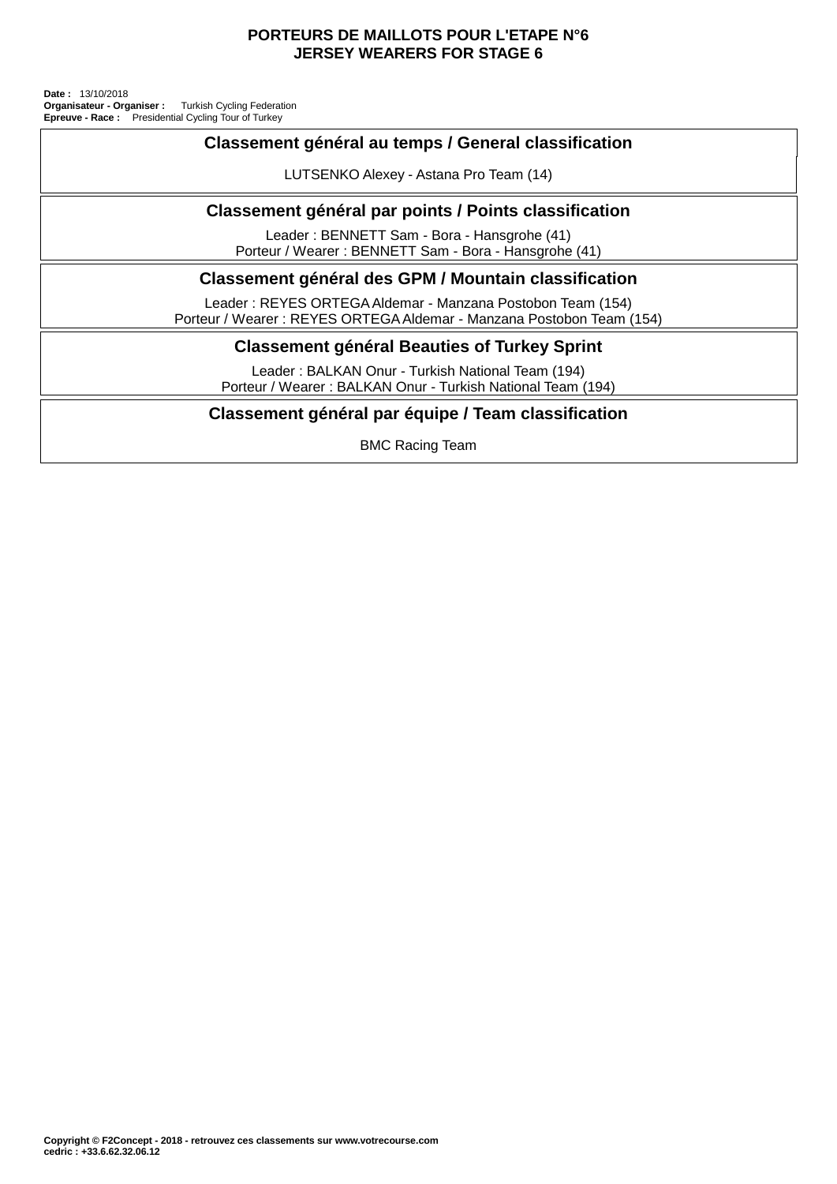# PORTEURS DE MAILLOTS POUR L'ETAPE N°6
# JERSEY WEARERS FOR STAGE 6

**Date :** 13/10/2018
**Organisateur - Organiser :** Turkish Cycling Federation
**Epreuve - Race :** Presidential Cycling Tour of Turkey

## Classement général au temps / General classification

LUTSENKO Alexey - Astana Pro Team (14)

## Classement général par points / Points classification

Leader : BENNETT Sam - Bora - Hansgrohe (41)
Porteur / Wearer : BENNETT Sam - Bora - Hansgrohe (41)

## Classement général des GPM / Mountain classification

Leader : REYES ORTEGA Aldemar - Manzana Postobon Team (154)
Porteur / Wearer : REYES ORTEGA Aldemar - Manzana Postobon Team (154)

## Classement général Beauties of Turkey Sprint

Leader : BALKAN Onur - Turkish National Team (194)
Porteur / Wearer : BALKAN Onur - Turkish National Team (194)

## Classement général par équipe / Team classification

BMC Racing Team

**Copyright © F2Concept - 2018 - retrouvez ces classements sur www.votrecourse.com**
**cedric : +33.6.62.32.06.12**